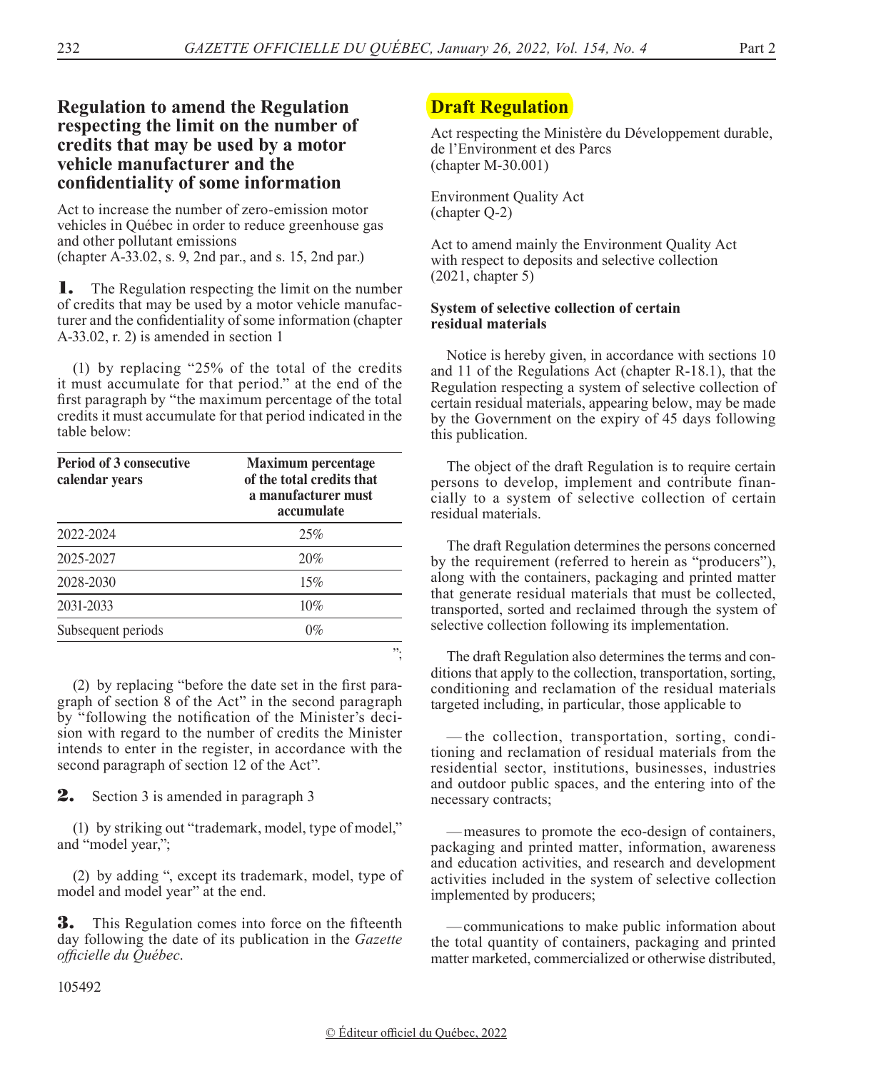## Regulation to amend the Regulation respecting the limit on the number of credits that may be used by a motor vehicle manufacturer and the confidentiality of some information

Act to increase the number of zero-emission motor vehicles in Québec in order to reduce greenhouse gas and other pollutant emissions
(chapter A-33.02, s. 9, 2nd par., and s. 15, 2nd par.)

**1.** The Regulation respecting the limit on the number of credits that may be used by a motor vehicle manufacturer and the confidentiality of some information (chapter A-33.02, r. 2) is amended in section 1

(1) by replacing "25% of the total of the credits it must accumulate for that period." at the end of the first paragraph by "the maximum percentage of the total credits it must accumulate for that period indicated in the table below:

| Period of 3 consecutive calendar years | Maximum percentage of the total credits that a manufacturer must accumulate |
|---|---|
| 2022-2024 | 25% |
| 2025-2027 | 20% |
| 2028-2030 | 15% |
| 2031-2033 | 10% |
| Subsequent periods | 0% |

";

(2) by replacing "before the date set in the first paragraph of section 8 of the Act" in the second paragraph by "following the notification of the Minister's decision with regard to the number of credits the Minister intends to enter in the register, in accordance with the second paragraph of section 12 of the Act".

**2.** Section 3 is amended in paragraph 3

(1) by striking out "trademark, model, type of model," and "model year,";

(2) by adding ", except its trademark, model, type of model and model year" at the end.

**3.** This Regulation comes into force on the fifteenth day following the date of its publication in the *Gazette officielle du Québec*.

105492

## Draft Regulation

Act respecting the Ministère du Développement durable, de l'Environment et des Parcs
(chapter M-30.001)

Environment Quality Act
(chapter Q-2)

Act to amend mainly the Environment Quality Act with respect to deposits and selective collection
(2021, chapter 5)

**System of selective collection of certain residual materials**

Notice is hereby given, in accordance with sections 10 and 11 of the Regulations Act (chapter R-18.1), that the Regulation respecting a system of selective collection of certain residual materials, appearing below, may be made by the Government on the expiry of 45 days following this publication.

The object of the draft Regulation is to require certain persons to develop, implement and contribute financially to a system of selective collection of certain residual materials.

The draft Regulation determines the persons concerned by the requirement (referred to herein as "producers"), along with the containers, packaging and printed matter that generate residual materials that must be collected, transported, sorted and reclaimed through the system of selective collection following its implementation.

The draft Regulation also determines the terms and conditions that apply to the collection, transportation, sorting, conditioning and reclamation of the residual materials targeted including, in particular, those applicable to

— the collection, transportation, sorting, conditioning and reclamation of residual materials from the residential sector, institutions, businesses, industries and outdoor public spaces, and the entering into of the necessary contracts;

— measures to promote the eco-design of containers, packaging and printed matter, information, awareness and education activities, and research and development activities included in the system of selective collection implemented by producers;

— communications to make public information about the total quantity of containers, packaging and printed matter marketed, commercialized or otherwise distributed,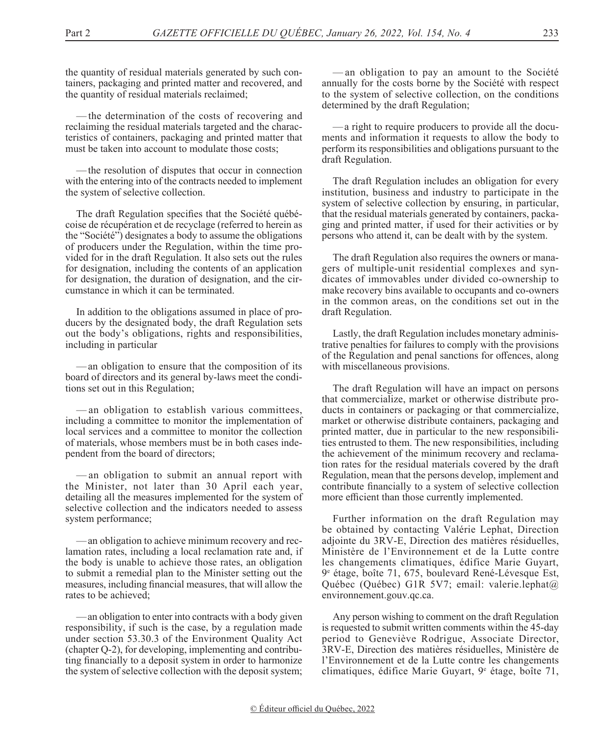the quantity of residual materials generated by such containers, packaging and printed matter and recovered, and the quantity of residual materials reclaimed;

— the determination of the costs of recovering and reclaiming the residual materials targeted and the characteristics of containers, packaging and printed matter that must be taken into account to modulate those costs;

— the resolution of disputes that occur in connection with the entering into of the contracts needed to implement the system of selective collection.

The draft Regulation specifies that the Société québécoise de récupération et de recyclage (referred to herein as the "Société") designates a body to assume the obligations of producers under the Regulation, within the time provided for in the draft Regulation. It also sets out the rules for designation, including the contents of an application for designation, the duration of designation, and the circumstance in which it can be terminated.

In addition to the obligations assumed in place of producers by the designated body, the draft Regulation sets out the body's obligations, rights and responsibilities, including in particular

— an obligation to ensure that the composition of its board of directors and its general by-laws meet the conditions set out in this Regulation;

— an obligation to establish various committees, including a committee to monitor the implementation of local services and a committee to monitor the collection of materials, whose members must be in both cases independent from the board of directors;

— an obligation to submit an annual report with the Minister, not later than 30 April each year, detailing all the measures implemented for the system of selective collection and the indicators needed to assess system performance;

— an obligation to achieve minimum recovery and reclamation rates, including a local reclamation rate and, if the body is unable to achieve those rates, an obligation to submit a remedial plan to the Minister setting out the measures, including financial measures, that will allow the rates to be achieved;

— an obligation to enter into contracts with a body given responsibility, if such is the case, by a regulation made under section 53.30.3 of the Environment Quality Act (chapter Q-2), for developing, implementing and contributing financially to a deposit system in order to harmonize the system of selective collection with the deposit system;

— an obligation to pay an amount to the Société annually for the costs borne by the Société with respect to the system of selective collection, on the conditions determined by the draft Regulation;

— a right to require producers to provide all the documents and information it requests to allow the body to perform its responsibilities and obligations pursuant to the draft Regulation.

The draft Regulation includes an obligation for every institution, business and industry to participate in the system of selective collection by ensuring, in particular, that the residual materials generated by containers, packaging and printed matter, if used for their activities or by persons who attend it, can be dealt with by the system.

The draft Regulation also requires the owners or managers of multiple-unit residential complexes and syndicates of immovables under divided co-ownership to make recovery bins available to occupants and co-owners in the common areas, on the conditions set out in the draft Regulation.

Lastly, the draft Regulation includes monetary administrative penalties for failures to comply with the provisions of the Regulation and penal sanctions for offences, along with miscellaneous provisions.

The draft Regulation will have an impact on persons that commercialize, market or otherwise distribute products in containers or packaging or that commercialize, market or otherwise distribute containers, packaging and printed matter, due in particular to the new responsibilities entrusted to them. The new responsibilities, including the achievement of the minimum recovery and reclamation rates for the residual materials covered by the draft Regulation, mean that the persons develop, implement and contribute financially to a system of selective collection more efficient than those currently implemented.

Further information on the draft Regulation may be obtained by contacting Valérie Lephat, Direction adjointe du 3RV-E, Direction des matières résiduelles, Ministère de l'Environnement et de la Lutte contre les changements climatiques, édifice Marie Guyart, 9e étage, boîte 71, 675, boulevard René-Lévesque Est, Québec (Québec) G1R 5V7; email: valerie.lephat@environnement.gouv.qc.ca.

Any person wishing to comment on the draft Regulation is requested to submit written comments within the 45-day period to Geneviève Rodrigue, Associate Director, 3RV-E, Direction des matières résiduelles, Ministère de l'Environnement et de la Lutte contre les changements climatiques, édifice Marie Guyart, 9e étage, boîte 71,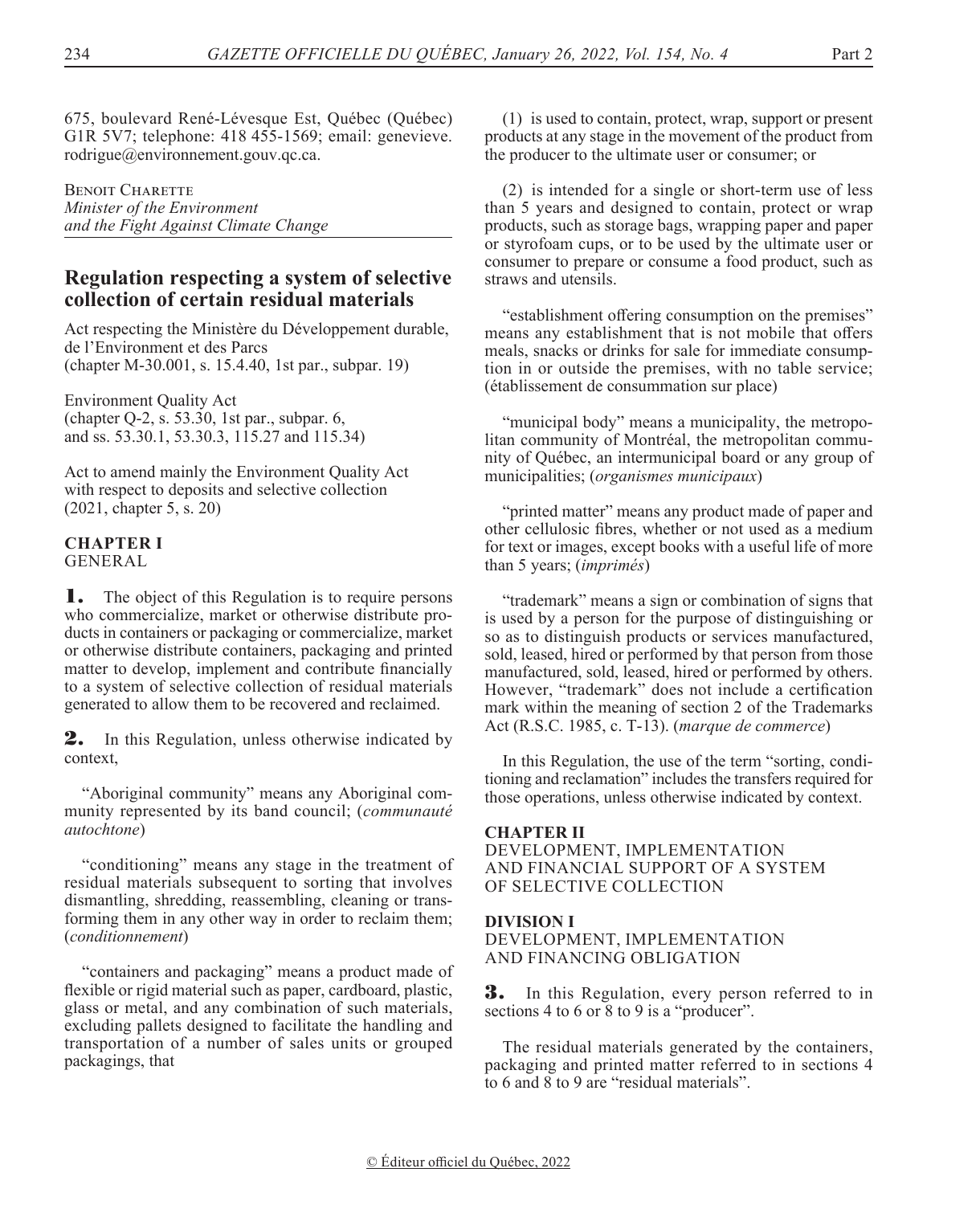675, boulevard René-Lévesque Est, Québec (Québec) G1R 5V7; telephone: 418 455-1569; email: genevieve.rodrigue@environnement.gouv.qc.ca.

Benoit Charette
*Minister of the Environment and the Fight Against Climate Change*

## Regulation respecting a system of selective collection of certain residual materials

Act respecting the Ministère du Développement durable, de l'Environment et des Parcs
(chapter M-30.001, s. 15.4.40, 1st par., subpar. 19)

Environment Quality Act
(chapter Q-2, s. 53.30, 1st par., subpar. 6, and ss. 53.30.1, 53.30.3, 115.27 and 115.34)

Act to amend mainly the Environment Quality Act with respect to deposits and selective collection
(2021, chapter 5, s. 20)

### CHAPTER I
GENERAL

**1.** The object of this Regulation is to require persons who commercialize, market or otherwise distribute products in containers or packaging or commercialize, market or otherwise distribute containers, packaging and printed matter to develop, implement and contribute financially to a system of selective collection of residual materials generated to allow them to be recovered and reclaimed.

**2.** In this Regulation, unless otherwise indicated by context,

"Aboriginal community" means any Aboriginal community represented by its band council; (*communauté autochtone*)

"conditioning" means any stage in the treatment of residual materials subsequent to sorting that involves dismantling, shredding, reassembling, cleaning or transforming them in any other way in order to reclaim them; (*conditionnement*)

"containers and packaging" means a product made of flexible or rigid material such as paper, cardboard, plastic, glass or metal, and any combination of such materials, excluding pallets designed to facilitate the handling and transportation of a number of sales units or grouped packagings, that

(1) is used to contain, protect, wrap, support or present products at any stage in the movement of the product from the producer to the ultimate user or consumer; or

(2) is intended for a single or short-term use of less than 5 years and designed to contain, protect or wrap products, such as storage bags, wrapping paper and paper or styrofoam cups, or to be used by the ultimate user or consumer to prepare or consume a food product, such as straws and utensils.

"establishment offering consumption on the premises" means any establishment that is not mobile that offers meals, snacks or drinks for sale for immediate consumption in or outside the premises, with no table service; (établissement de consummation sur place)

"municipal body" means a municipality, the metropolitan community of Montréal, the metropolitan community of Québec, an intermunicipal board or any group of municipalities; (*organismes municipaux*)

"printed matter" means any product made of paper and other cellulosic fibres, whether or not used as a medium for text or images, except books with a useful life of more than 5 years; (*imprimés*)

"trademark" means a sign or combination of signs that is used by a person for the purpose of distinguishing or so as to distinguish products or services manufactured, sold, leased, hired or performed by that person from those manufactured, sold, leased, hired or performed by others. However, "trademark" does not include a certification mark within the meaning of section 2 of the Trademarks Act (R.S.C. 1985, c. T-13). (*marque de commerce*)

In this Regulation, the use of the term "sorting, conditioning and reclamation" includes the transfers required for those operations, unless otherwise indicated by context.

### CHAPTER II
DEVELOPMENT, IMPLEMENTATION AND FINANCIAL SUPPORT OF A SYSTEM OF SELECTIVE COLLECTION

#### DIVISION I
DEVELOPMENT, IMPLEMENTATION AND FINANCING OBLIGATION

**3.** In this Regulation, every person referred to in sections 4 to 6 or 8 to 9 is a "producer".

The residual materials generated by the containers, packaging and printed matter referred to in sections 4 to 6 and 8 to 9 are "residual materials".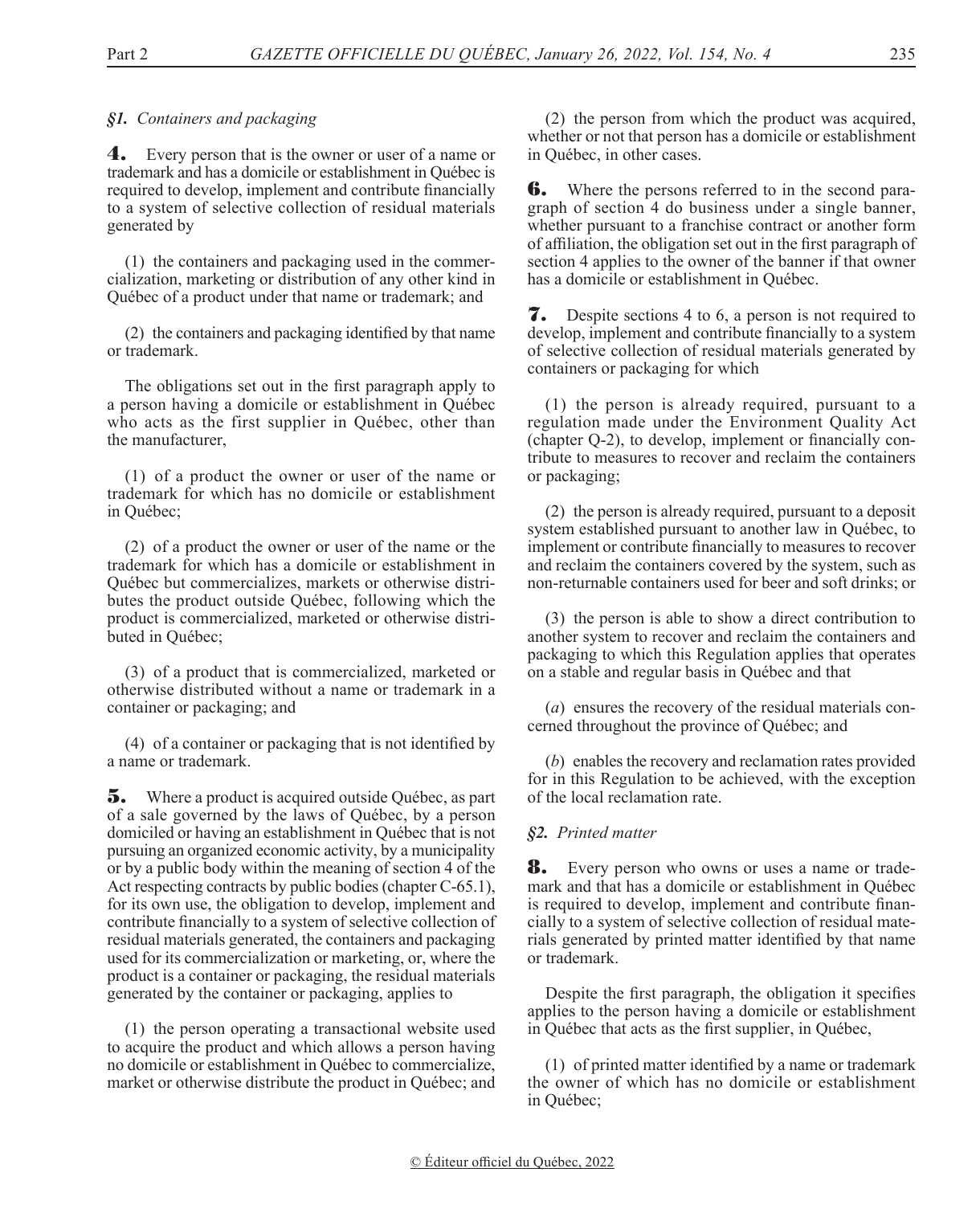*§1. Containers and packaging*

**4.** Every person that is the owner or user of a name or trademark and has a domicile or establishment in Québec is required to develop, implement and contribute financially to a system of selective collection of residual materials generated by

(1) the containers and packaging used in the commercialization, marketing or distribution of any other kind in Québec of a product under that name or trademark; and

(2) the containers and packaging identified by that name or trademark.

The obligations set out in the first paragraph apply to a person having a domicile or establishment in Québec who acts as the first supplier in Québec, other than the manufacturer,

(1) of a product the owner or user of the name or trademark for which has no domicile or establishment in Québec;

(2) of a product the owner or user of the name or the trademark for which has a domicile or establishment in Québec but commercializes, markets or otherwise distributes the product outside Québec, following which the product is commercialized, marketed or otherwise distributed in Québec;

(3) of a product that is commercialized, marketed or otherwise distributed without a name or trademark in a container or packaging; and

(4) of a container or packaging that is not identified by a name or trademark.

**5.** Where a product is acquired outside Québec, as part of a sale governed by the laws of Québec, by a person domiciled or having an establishment in Québec that is not pursuing an organized economic activity, by a municipality or by a public body within the meaning of section 4 of the Act respecting contracts by public bodies (chapter C-65.1), for its own use, the obligation to develop, implement and contribute financially to a system of selective collection of residual materials generated, the containers and packaging used for its commercialization or marketing, or, where the product is a container or packaging, the residual materials generated by the container or packaging, applies to

(1) the person operating a transactional website used to acquire the product and which allows a person having no domicile or establishment in Québec to commercialize, market or otherwise distribute the product in Québec; and

(2) the person from which the product was acquired, whether or not that person has a domicile or establishment in Québec, in other cases.

**6.** Where the persons referred to in the second paragraph of section 4 do business under a single banner, whether pursuant to a franchise contract or another form of affiliation, the obligation set out in the first paragraph of section 4 applies to the owner of the banner if that owner has a domicile or establishment in Québec.

**7.** Despite sections 4 to 6, a person is not required to develop, implement and contribute financially to a system of selective collection of residual materials generated by containers or packaging for which

(1) the person is already required, pursuant to a regulation made under the Environment Quality Act (chapter Q-2), to develop, implement or financially contribute to measures to recover and reclaim the containers or packaging;

(2) the person is already required, pursuant to a deposit system established pursuant to another law in Québec, to implement or contribute financially to measures to recover and reclaim the containers covered by the system, such as non-returnable containers used for beer and soft drinks; or

(3) the person is able to show a direct contribution to another system to recover and reclaim the containers and packaging to which this Regulation applies that operates on a stable and regular basis in Québec and that

(*a*) ensures the recovery of the residual materials concerned throughout the province of Québec; and

(*b*) enables the recovery and reclamation rates provided for in this Regulation to be achieved, with the exception of the local reclamation rate.

*§2. Printed matter*

**8.** Every person who owns or uses a name or trademark and that has a domicile or establishment in Québec is required to develop, implement and contribute financially to a system of selective collection of residual materials generated by printed matter identified by that name or trademark.

Despite the first paragraph, the obligation it specifies applies to the person having a domicile or establishment in Québec that acts as the first supplier, in Québec,

(1) of printed matter identified by a name or trademark the owner of which has no domicile or establishment in Québec;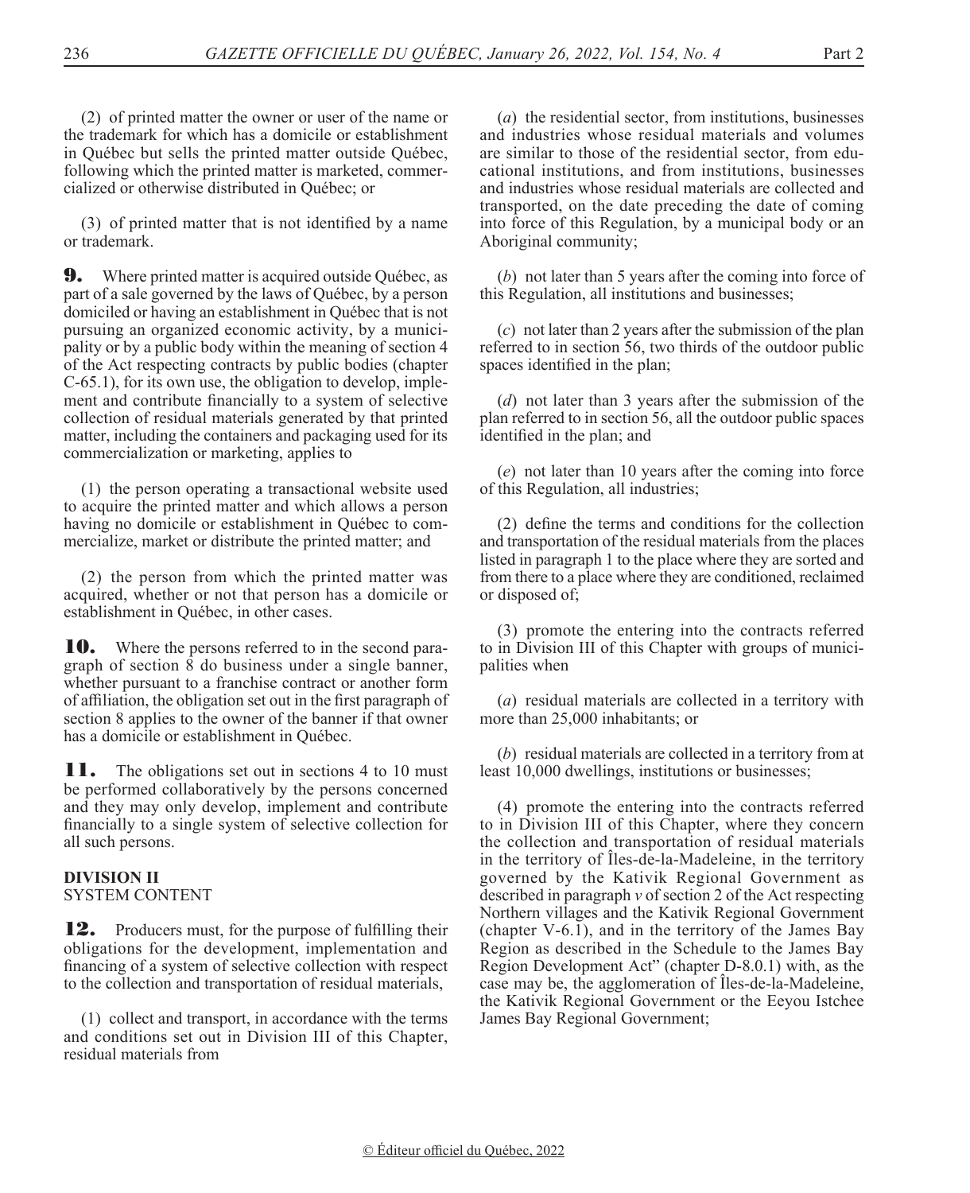(2) of printed matter the owner or user of the name or the trademark for which has a domicile or establishment in Québec but sells the printed matter outside Québec, following which the printed matter is marketed, commercialized or otherwise distributed in Québec; or

(3) of printed matter that is not identified by a name or trademark.

**9.** Where printed matter is acquired outside Québec, as part of a sale governed by the laws of Québec, by a person domiciled or having an establishment in Québec that is not pursuing an organized economic activity, by a municipality or by a public body within the meaning of section 4 of the Act respecting contracts by public bodies (chapter C-65.1), for its own use, the obligation to develop, implement and contribute financially to a system of selective collection of residual materials generated by that printed matter, including the containers and packaging used for its commercialization or marketing, applies to

(1) the person operating a transactional website used to acquire the printed matter and which allows a person having no domicile or establishment in Québec to commercialize, market or distribute the printed matter; and

(2) the person from which the printed matter was acquired, whether or not that person has a domicile or establishment in Québec, in other cases.

**10.** Where the persons referred to in the second paragraph of section 8 do business under a single banner, whether pursuant to a franchise contract or another form of affiliation, the obligation set out in the first paragraph of section 8 applies to the owner of the banner if that owner has a domicile or establishment in Québec.

**11.** The obligations set out in sections 4 to 10 must be performed collaboratively by the persons concerned and they may only develop, implement and contribute financially to a single system of selective collection for all such persons.

**DIVISION II**
SYSTEM CONTENT

**12.** Producers must, for the purpose of fulfilling their obligations for the development, implementation and financing of a system of selective collection with respect to the collection and transportation of residual materials,

(1) collect and transport, in accordance with the terms and conditions set out in Division III of this Chapter, residual materials from

(*a*) the residential sector, from institutions, businesses and industries whose residual materials and volumes are similar to those of the residential sector, from educational institutions, and from institutions, businesses and industries whose residual materials are collected and transported, on the date preceding the date of coming into force of this Regulation, by a municipal body or an Aboriginal community;

(*b*) not later than 5 years after the coming into force of this Regulation, all institutions and businesses;

(*c*) not later than 2 years after the submission of the plan referred to in section 56, two thirds of the outdoor public spaces identified in the plan;

(*d*) not later than 3 years after the submission of the plan referred to in section 56, all the outdoor public spaces identified in the plan; and

(*e*) not later than 10 years after the coming into force of this Regulation, all industries;

(2) define the terms and conditions for the collection and transportation of the residual materials from the places listed in paragraph 1 to the place where they are sorted and from there to a place where they are conditioned, reclaimed or disposed of;

(3) promote the entering into the contracts referred to in Division III of this Chapter with groups of municipalities when

(*a*) residual materials are collected in a territory with more than 25,000 inhabitants; or

(*b*) residual materials are collected in a territory from at least 10,000 dwellings, institutions or businesses;

(4) promote the entering into the contracts referred to in Division III of this Chapter, where they concern the collection and transportation of residual materials in the territory of Îles-de-la-Madeleine, in the territory governed by the Kativik Regional Government as described in paragraph *v* of section 2 of the Act respecting Northern villages and the Kativik Regional Government (chapter V-6.1), and in the territory of the James Bay Region as described in the Schedule to the James Bay Region Development Act" (chapter D-8.0.1) with, as the case may be, the agglomeration of Îles-de-la-Madeleine, the Kativik Regional Government or the Eeyou Istchee James Bay Regional Government;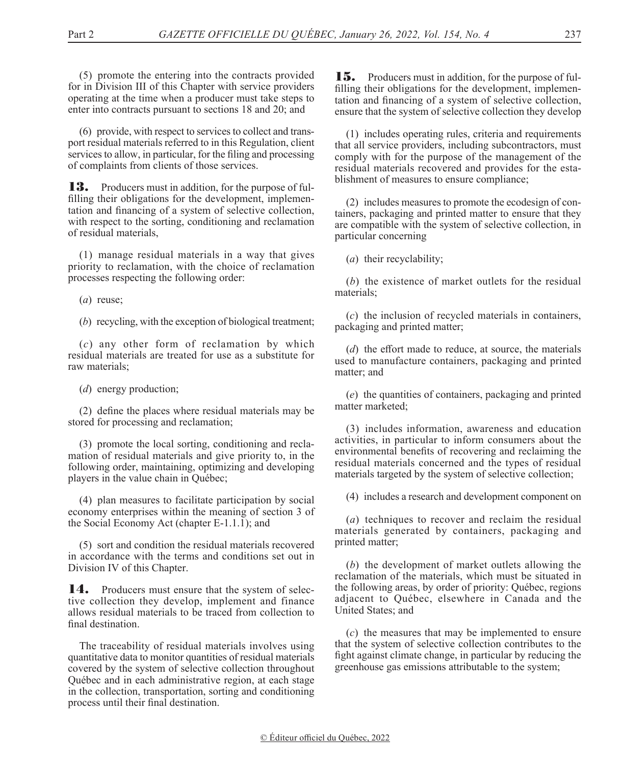(5) promote the entering into the contracts provided for in Division III of this Chapter with service providers operating at the time when a producer must take steps to enter into contracts pursuant to sections 18 and 20; and

(6) provide, with respect to services to collect and transport residual materials referred to in this Regulation, client services to allow, in particular, for the filing and processing of complaints from clients of those services.

**13.** Producers must in addition, for the purpose of fulfilling their obligations for the development, implementation and financing of a system of selective collection, with respect to the sorting, conditioning and reclamation of residual materials,

(1) manage residual materials in a way that gives priority to reclamation, with the choice of reclamation processes respecting the following order:

(*a*) reuse;

(*b*) recycling, with the exception of biological treatment;

(*c*) any other form of reclamation by which residual materials are treated for use as a substitute for raw materials;

(*d*) energy production;

(2) define the places where residual materials may be stored for processing and reclamation;

(3) promote the local sorting, conditioning and reclamation of residual materials and give priority to, in the following order, maintaining, optimizing and developing players in the value chain in Québec;

(4) plan measures to facilitate participation by social economy enterprises within the meaning of section 3 of the Social Economy Act (chapter E-1.1.1); and

(5) sort and condition the residual materials recovered in accordance with the terms and conditions set out in Division IV of this Chapter.

**14.** Producers must ensure that the system of selective collection they develop, implement and finance allows residual materials to be traced from collection to final destination.

The traceability of residual materials involves using quantitative data to monitor quantities of residual materials covered by the system of selective collection throughout Québec and in each administrative region, at each stage in the collection, transportation, sorting and conditioning process until their final destination.

**15.** Producers must in addition, for the purpose of fulfilling their obligations for the development, implementation and financing of a system of selective collection, ensure that the system of selective collection they develop

(1) includes operating rules, criteria and requirements that all service providers, including subcontractors, must comply with for the purpose of the management of the residual materials recovered and provides for the establishment of measures to ensure compliance;

(2) includes measures to promote the ecodesign of containers, packaging and printed matter to ensure that they are compatible with the system of selective collection, in particular concerning

(*a*) their recyclability;

(*b*) the existence of market outlets for the residual materials;

(*c*) the inclusion of recycled materials in containers, packaging and printed matter;

(*d*) the effort made to reduce, at source, the materials used to manufacture containers, packaging and printed matter; and

(*e*) the quantities of containers, packaging and printed matter marketed;

(3) includes information, awareness and education activities, in particular to inform consumers about the environmental benefits of recovering and reclaiming the residual materials concerned and the types of residual materials targeted by the system of selective collection;

(4) includes a research and development component on

(*a*) techniques to recover and reclaim the residual materials generated by containers, packaging and printed matter;

(*b*) the development of market outlets allowing the reclamation of the materials, which must be situated in the following areas, by order of priority: Québec, regions adjacent to Québec, elsewhere in Canada and the United States; and

(*c*) the measures that may be implemented to ensure that the system of selective collection contributes to the fight against climate change, in particular by reducing the greenhouse gas emissions attributable to the system;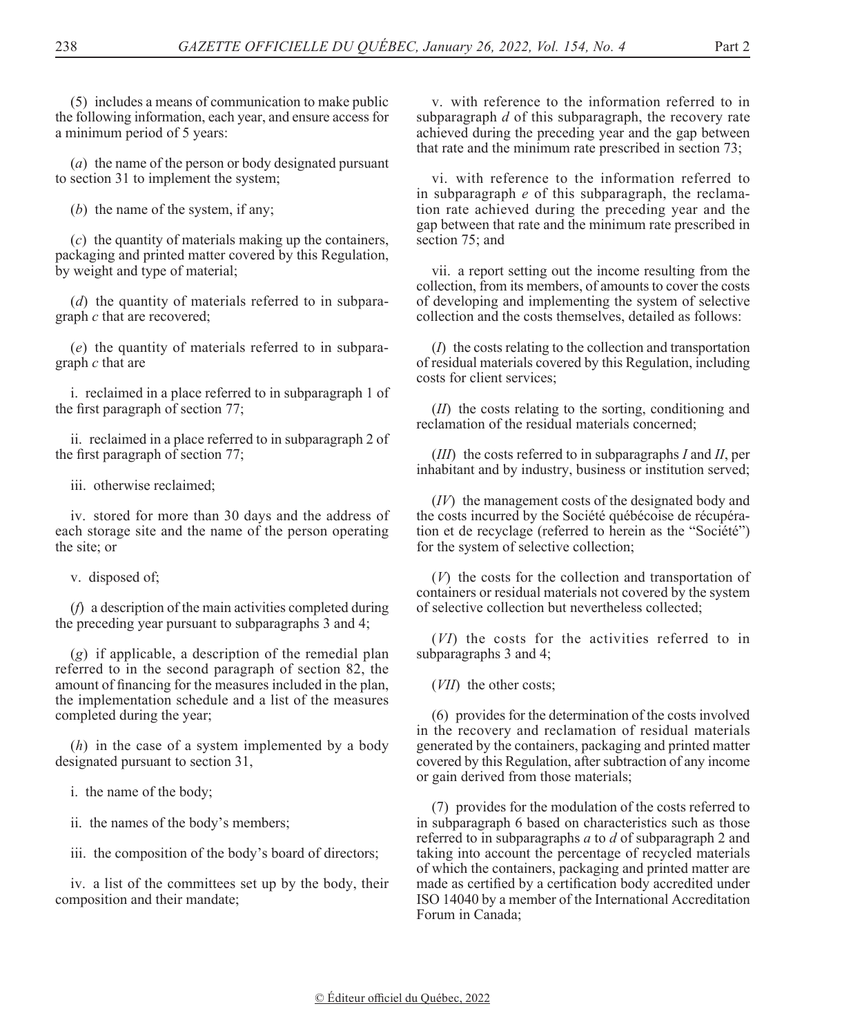(5) includes a means of communication to make public the following information, each year, and ensure access for a minimum period of 5 years:

(*a*) the name of the person or body designated pursuant to section 31 to implement the system;

(*b*) the name of the system, if any;

(*c*) the quantity of materials making up the containers, packaging and printed matter covered by this Regulation, by weight and type of material;

(*d*) the quantity of materials referred to in subparagraph *c* that are recovered;

(*e*) the quantity of materials referred to in subparagraph *c* that are

i. reclaimed in a place referred to in subparagraph 1 of the first paragraph of section 77;

ii. reclaimed in a place referred to in subparagraph 2 of the first paragraph of section 77;

iii. otherwise reclaimed;

iv. stored for more than 30 days and the address of each storage site and the name of the person operating the site; or

v. disposed of;

(*f*) a description of the main activities completed during the preceding year pursuant to subparagraphs 3 and 4;

(*g*) if applicable, a description of the remedial plan referred to in the second paragraph of section 82, the amount of financing for the measures included in the plan, the implementation schedule and a list of the measures completed during the year;

(*h*) in the case of a system implemented by a body designated pursuant to section 31,

i. the name of the body;

ii. the names of the body's members;

iii. the composition of the body's board of directors;

iv. a list of the committees set up by the body, their composition and their mandate;

v. with reference to the information referred to in subparagraph *d* of this subparagraph, the recovery rate achieved during the preceding year and the gap between that rate and the minimum rate prescribed in section 73;

vi. with reference to the information referred to in subparagraph *e* of this subparagraph, the reclamation rate achieved during the preceding year and the gap between that rate and the minimum rate prescribed in section 75; and

vii. a report setting out the income resulting from the collection, from its members, of amounts to cover the costs of developing and implementing the system of selective collection and the costs themselves, detailed as follows:

(*I*) the costs relating to the collection and transportation of residual materials covered by this Regulation, including costs for client services;

(*II*) the costs relating to the sorting, conditioning and reclamation of the residual materials concerned;

(*III*) the costs referred to in subparagraphs *I* and *II*, per inhabitant and by industry, business or institution served;

(*IV*) the management costs of the designated body and the costs incurred by the Société québécoise de récupération et de recyclage (referred to herein as the "Société") for the system of selective collection;

(*V*) the costs for the collection and transportation of containers or residual materials not covered by the system of selective collection but nevertheless collected;

(*VI*) the costs for the activities referred to in subparagraphs 3 and 4;

(*VII*) the other costs;

(6) provides for the determination of the costs involved in the recovery and reclamation of residual materials generated by the containers, packaging and printed matter covered by this Regulation, after subtraction of any income or gain derived from those materials;

(7) provides for the modulation of the costs referred to in subparagraph 6 based on characteristics such as those referred to in subparagraphs *a* to *d* of subparagraph 2 and taking into account the percentage of recycled materials of which the containers, packaging and printed matter are made as certified by a certification body accredited under ISO 14040 by a member of the International Accreditation Forum in Canada;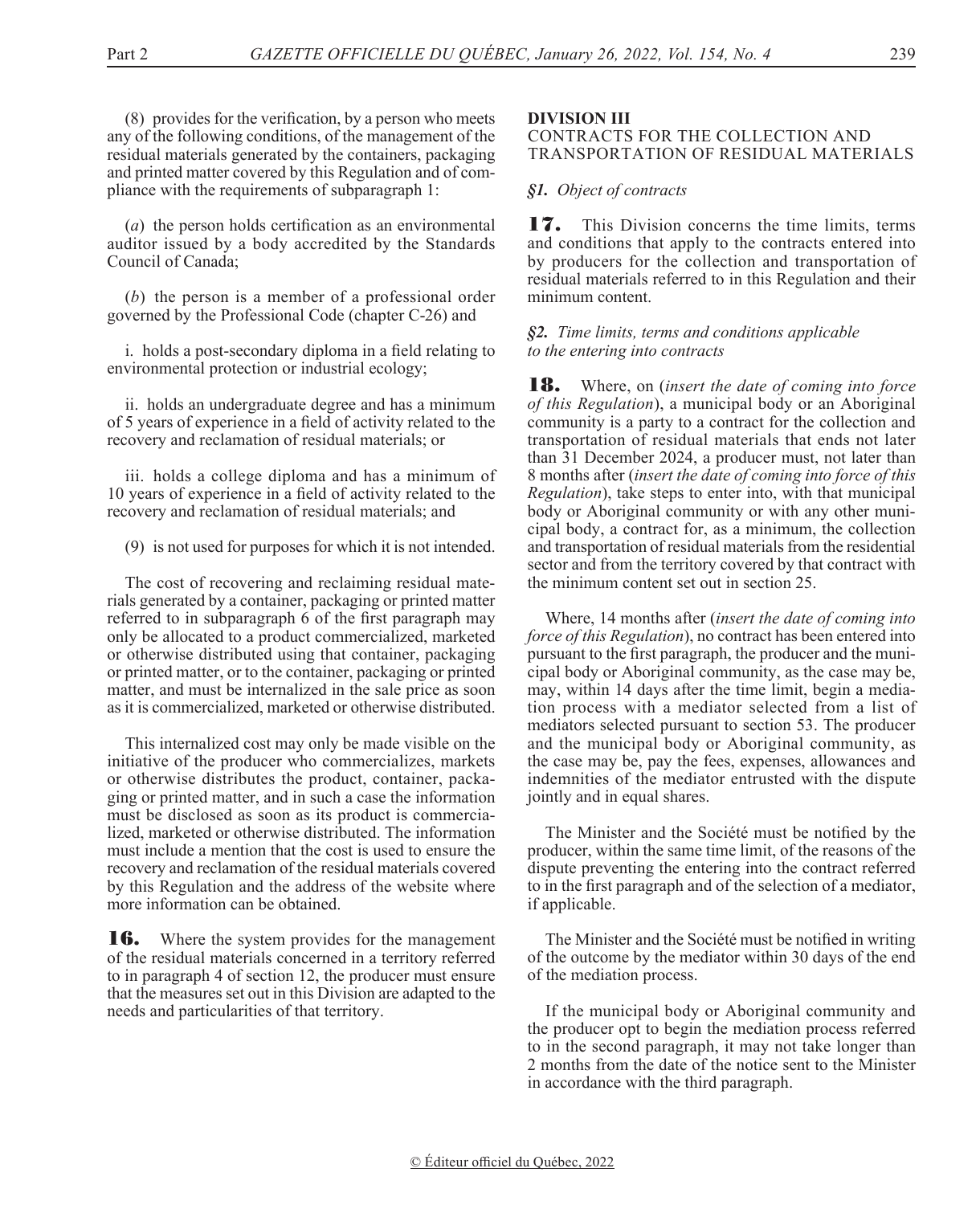(8) provides for the verification, by a person who meets any of the following conditions, of the management of the residual materials generated by the containers, packaging and printed matter covered by this Regulation and of compliance with the requirements of subparagraph 1:

(*a*) the person holds certification as an environmental auditor issued by a body accredited by the Standards Council of Canada;

(*b*) the person is a member of a professional order governed by the Professional Code (chapter C-26) and

i. holds a post-secondary diploma in a field relating to environmental protection or industrial ecology;

ii. holds an undergraduate degree and has a minimum of 5 years of experience in a field of activity related to the recovery and reclamation of residual materials; or

iii. holds a college diploma and has a minimum of 10 years of experience in a field of activity related to the recovery and reclamation of residual materials; and

(9) is not used for purposes for which it is not intended.

The cost of recovering and reclaiming residual materials generated by a container, packaging or printed matter referred to in subparagraph 6 of the first paragraph may only be allocated to a product commercialized, marketed or otherwise distributed using that container, packaging or printed matter, or to the container, packaging or printed matter, and must be internalized in the sale price as soon as it is commercialized, marketed or otherwise distributed.

This internalized cost may only be made visible on the initiative of the producer who commercializes, markets or otherwise distributes the product, container, packaging or printed matter, and in such a case the information must be disclosed as soon as its product is commercialized, marketed or otherwise distributed. The information must include a mention that the cost is used to ensure the recovery and reclamation of the residual materials covered by this Regulation and the address of the website where more information can be obtained.

**16.** Where the system provides for the management of the residual materials concerned in a territory referred to in paragraph 4 of section 12, the producer must ensure that the measures set out in this Division are adapted to the needs and particularities of that territory.

**DIVISION III**
CONTRACTS FOR THE COLLECTION AND TRANSPORTATION OF RESIDUAL MATERIALS

*§1. Object of contracts*

**17.** This Division concerns the time limits, terms and conditions that apply to the contracts entered into by producers for the collection and transportation of residual materials referred to in this Regulation and their minimum content.

*§2. Time limits, terms and conditions applicable to the entering into contracts*

**18.** Where, on (*insert the date of coming into force of this Regulation*), a municipal body or an Aboriginal community is a party to a contract for the collection and transportation of residual materials that ends not later than 31 December 2024, a producer must, not later than 8 months after (*insert the date of coming into force of this Regulation*), take steps to enter into, with that municipal body or Aboriginal community or with any other municipal body, a contract for, as a minimum, the collection and transportation of residual materials from the residential sector and from the territory covered by that contract with the minimum content set out in section 25.

Where, 14 months after (*insert the date of coming into force of this Regulation*), no contract has been entered into pursuant to the first paragraph, the producer and the municipal body or Aboriginal community, as the case may be, may, within 14 days after the time limit, begin a mediation process with a mediator selected from a list of mediators selected pursuant to section 53. The producer and the municipal body or Aboriginal community, as the case may be, pay the fees, expenses, allowances and indemnities of the mediator entrusted with the dispute jointly and in equal shares.

The Minister and the Société must be notified by the producer, within the same time limit, of the reasons of the dispute preventing the entering into the contract referred to in the first paragraph and of the selection of a mediator, if applicable.

The Minister and the Société must be notified in writing of the outcome by the mediator within 30 days of the end of the mediation process.

If the municipal body or Aboriginal community and the producer opt to begin the mediation process referred to in the second paragraph, it may not take longer than 2 months from the date of the notice sent to the Minister in accordance with the third paragraph.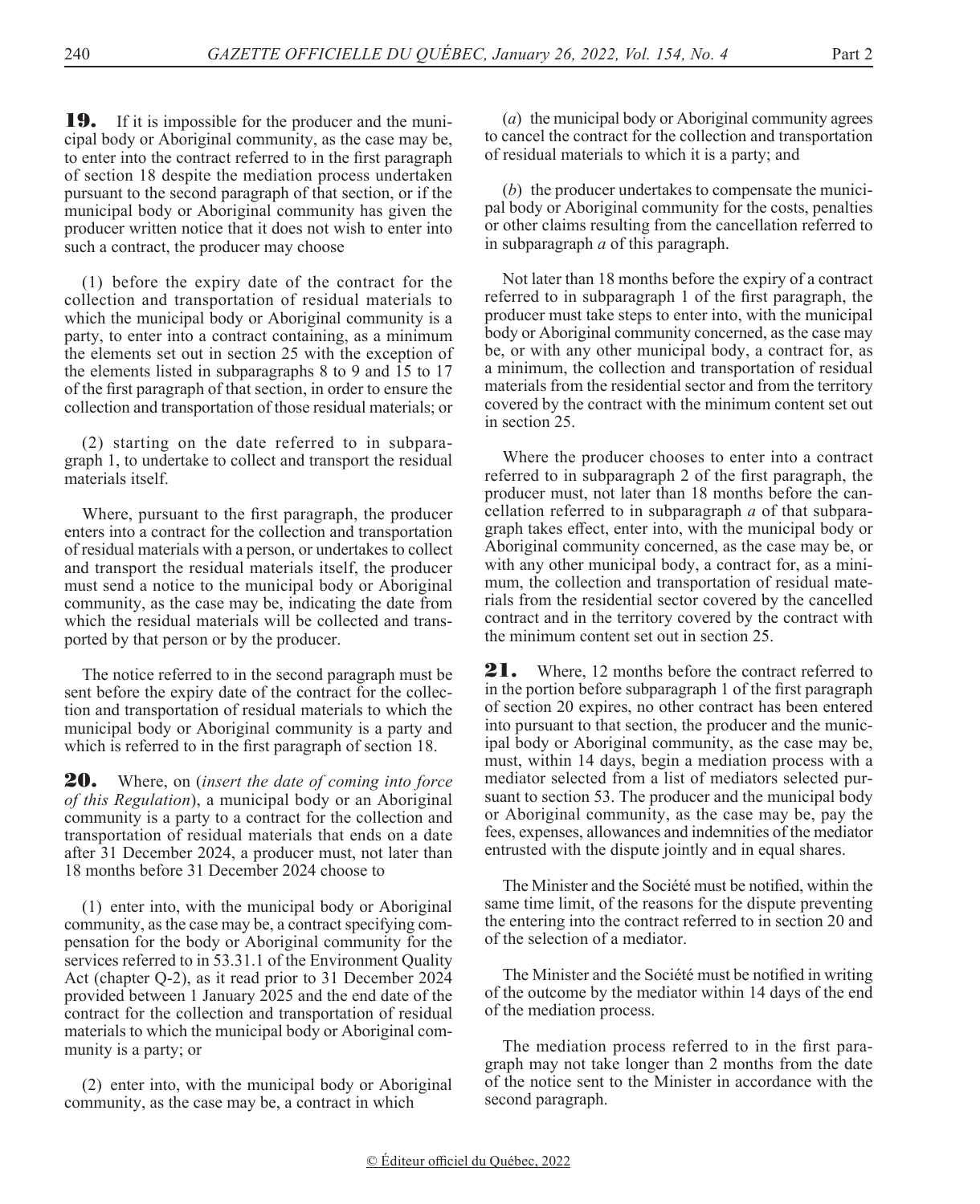**19.** If it is impossible for the producer and the municipal body or Aboriginal community, as the case may be, to enter into the contract referred to in the first paragraph of section 18 despite the mediation process undertaken pursuant to the second paragraph of that section, or if the municipal body or Aboriginal community has given the producer written notice that it does not wish to enter into such a contract, the producer may choose

(1) before the expiry date of the contract for the collection and transportation of residual materials to which the municipal body or Aboriginal community is a party, to enter into a contract containing, as a minimum the elements set out in section 25 with the exception of the elements listed in subparagraphs 8 to 9 and 15 to 17 of the first paragraph of that section, in order to ensure the collection and transportation of those residual materials; or

(2) starting on the date referred to in subparagraph 1, to undertake to collect and transport the residual materials itself.

Where, pursuant to the first paragraph, the producer enters into a contract for the collection and transportation of residual materials with a person, or undertakes to collect and transport the residual materials itself, the producer must send a notice to the municipal body or Aboriginal community, as the case may be, indicating the date from which the residual materials will be collected and transported by that person or by the producer.

The notice referred to in the second paragraph must be sent before the expiry date of the contract for the collection and transportation of residual materials to which the municipal body or Aboriginal community is a party and which is referred to in the first paragraph of section 18.

**20.** Where, on (*insert the date of coming into force of this Regulation*), a municipal body or an Aboriginal community is a party to a contract for the collection and transportation of residual materials that ends on a date after 31 December 2024, a producer must, not later than 18 months before 31 December 2024 choose to

(1) enter into, with the municipal body or Aboriginal community, as the case may be, a contract specifying compensation for the body or Aboriginal community for the services referred to in 53.31.1 of the Environment Quality Act (chapter Q-2), as it read prior to 31 December 2024 provided between 1 January 2025 and the end date of the contract for the collection and transportation of residual materials to which the municipal body or Aboriginal community is a party; or

(2) enter into, with the municipal body or Aboriginal community, as the case may be, a contract in which

(*a*) the municipal body or Aboriginal community agrees to cancel the contract for the collection and transportation of residual materials to which it is a party; and

(*b*) the producer undertakes to compensate the municipal body or Aboriginal community for the costs, penalties or other claims resulting from the cancellation referred to in subparagraph *a* of this paragraph.

Not later than 18 months before the expiry of a contract referred to in subparagraph 1 of the first paragraph, the producer must take steps to enter into, with the municipal body or Aboriginal community concerned, as the case may be, or with any other municipal body, a contract for, as a minimum, the collection and transportation of residual materials from the residential sector and from the territory covered by the contract with the minimum content set out in section 25.

Where the producer chooses to enter into a contract referred to in subparagraph 2 of the first paragraph, the producer must, not later than 18 months before the cancellation referred to in subparagraph *a* of that subparagraph takes effect, enter into, with the municipal body or Aboriginal community concerned, as the case may be, or with any other municipal body, a contract for, as a minimum, the collection and transportation of residual materials from the residential sector covered by the cancelled contract and in the territory covered by the contract with the minimum content set out in section 25.

**21.** Where, 12 months before the contract referred to in the portion before subparagraph 1 of the first paragraph of section 20 expires, no other contract has been entered into pursuant to that section, the producer and the municipal body or Aboriginal community, as the case may be, must, within 14 days, begin a mediation process with a mediator selected from a list of mediators selected pursuant to section 53. The producer and the municipal body or Aboriginal community, as the case may be, pay the fees, expenses, allowances and indemnities of the mediator entrusted with the dispute jointly and in equal shares.

The Minister and the Société must be notified, within the same time limit, of the reasons for the dispute preventing the entering into the contract referred to in section 20 and of the selection of a mediator.

The Minister and the Société must be notified in writing of the outcome by the mediator within 14 days of the end of the mediation process.

The mediation process referred to in the first paragraph may not take longer than 2 months from the date of the notice sent to the Minister in accordance with the second paragraph.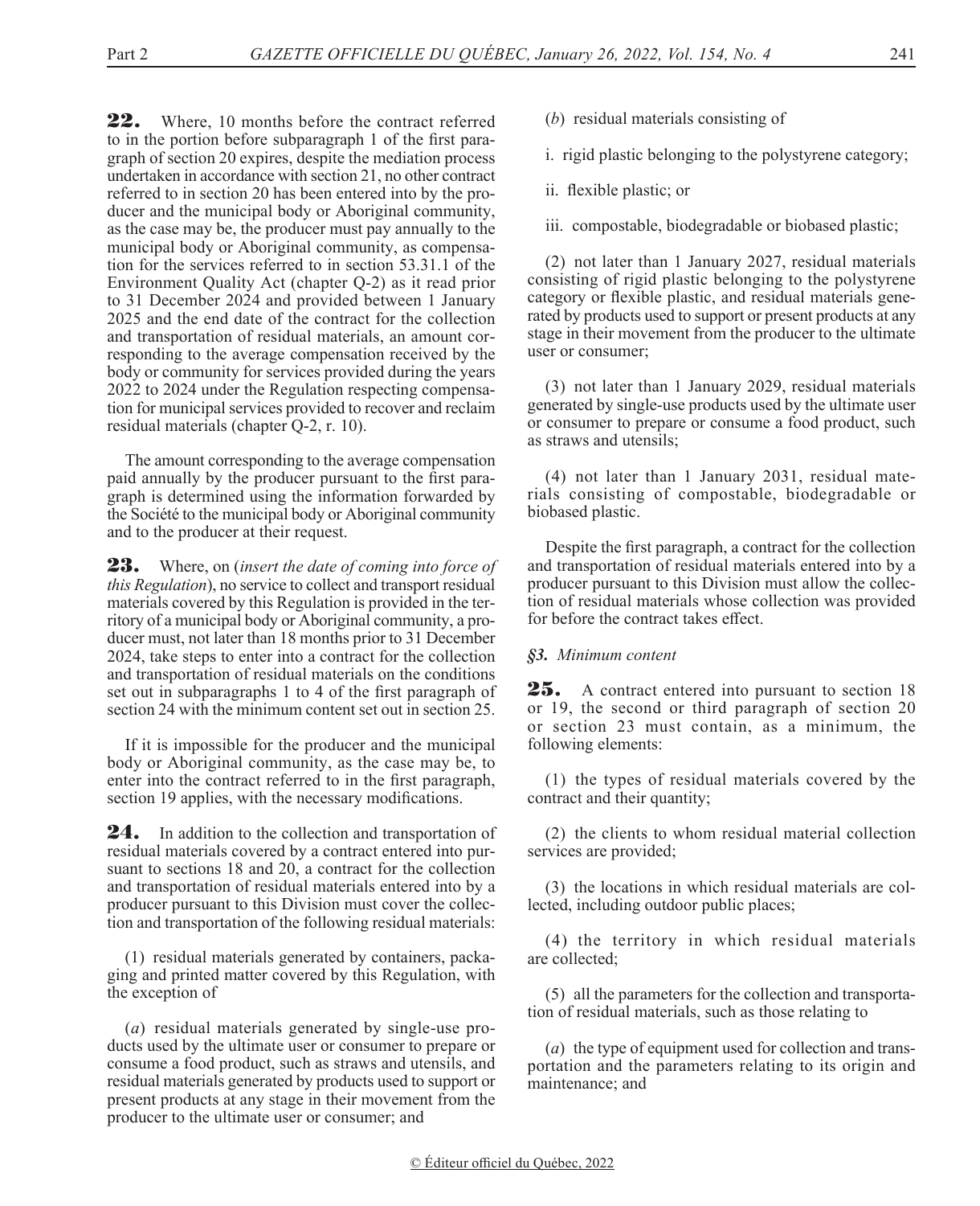**22.** Where, 10 months before the contract referred to in the portion before subparagraph 1 of the first paragraph of section 20 expires, despite the mediation process undertaken in accordance with section 21, no other contract referred to in section 20 has been entered into by the producer and the municipal body or Aboriginal community, as the case may be, the producer must pay annually to the municipal body or Aboriginal community, as compensation for the services referred to in section 53.31.1 of the Environment Quality Act (chapter Q-2) as it read prior to 31 December 2024 and provided between 1 January 2025 and the end date of the contract for the collection and transportation of residual materials, an amount corresponding to the average compensation received by the body or community for services provided during the years 2022 to 2024 under the Regulation respecting compensation for municipal services provided to recover and reclaim residual materials (chapter Q-2, r. 10).

The amount corresponding to the average compensation paid annually by the producer pursuant to the first paragraph is determined using the information forwarded by the Société to the municipal body or Aboriginal community and to the producer at their request.

**23.** Where, on (*insert the date of coming into force of this Regulation*), no service to collect and transport residual materials covered by this Regulation is provided in the territory of a municipal body or Aboriginal community, a producer must, not later than 18 months prior to 31 December 2024, take steps to enter into a contract for the collection and transportation of residual materials on the conditions set out in subparagraphs 1 to 4 of the first paragraph of section 24 with the minimum content set out in section 25.

If it is impossible for the producer and the municipal body or Aboriginal community, as the case may be, to enter into the contract referred to in the first paragraph, section 19 applies, with the necessary modifications.

**24.** In addition to the collection and transportation of residual materials covered by a contract entered into pursuant to sections 18 and 20, a contract for the collection and transportation of residual materials entered into by a producer pursuant to this Division must cover the collection and transportation of the following residual materials:

(1) residual materials generated by containers, packaging and printed matter covered by this Regulation, with the exception of

(*a*) residual materials generated by single-use products used by the ultimate user or consumer to prepare or consume a food product, such as straws and utensils, and residual materials generated by products used to support or present products at any stage in their movement from the producer to the ultimate user or consumer; and

(*b*) residual materials consisting of

i. rigid plastic belonging to the polystyrene category;

ii. flexible plastic; or

iii. compostable, biodegradable or biobased plastic;

(2) not later than 1 January 2027, residual materials consisting of rigid plastic belonging to the polystyrene category or flexible plastic, and residual materials generated by products used to support or present products at any stage in their movement from the producer to the ultimate user or consumer;

(3) not later than 1 January 2029, residual materials generated by single-use products used by the ultimate user or consumer to prepare or consume a food product, such as straws and utensils;

(4) not later than 1 January 2031, residual materials consisting of compostable, biodegradable or biobased plastic.

Despite the first paragraph, a contract for the collection and transportation of residual materials entered into by a producer pursuant to this Division must allow the collection of residual materials whose collection was provided for before the contract takes effect.

*§3. Minimum content*

**25.** A contract entered into pursuant to section 18 or 19, the second or third paragraph of section 20 or section 23 must contain, as a minimum, the following elements:

(1) the types of residual materials covered by the contract and their quantity;

(2) the clients to whom residual material collection services are provided;

(3) the locations in which residual materials are collected, including outdoor public places;

(4) the territory in which residual materials are collected;

(5) all the parameters for the collection and transportation of residual materials, such as those relating to

(*a*) the type of equipment used for collection and transportation and the parameters relating to its origin and maintenance; and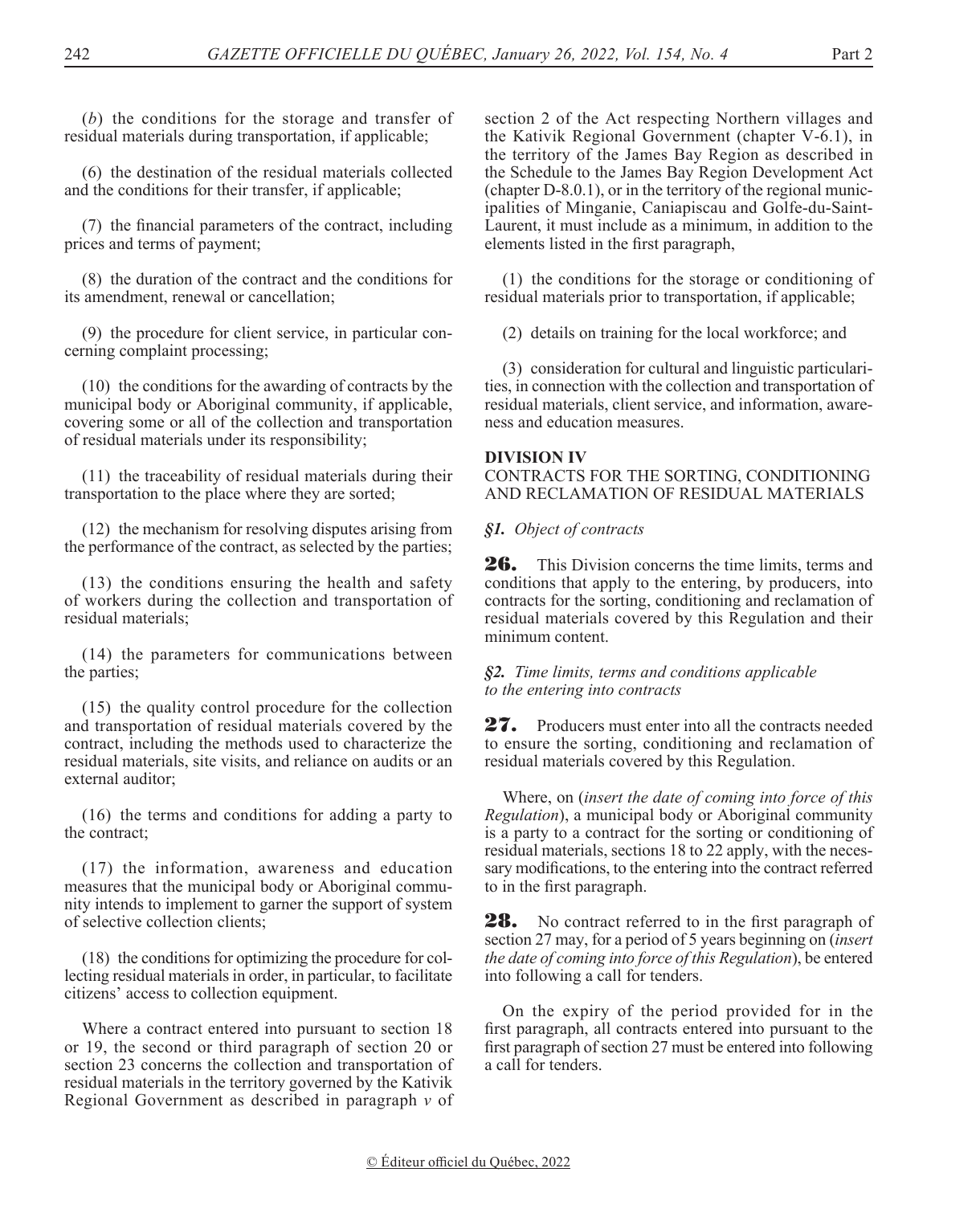(*b*) the conditions for the storage and transfer of residual materials during transportation, if applicable;

(6) the destination of the residual materials collected and the conditions for their transfer, if applicable;

(7) the financial parameters of the contract, including prices and terms of payment;

(8) the duration of the contract and the conditions for its amendment, renewal or cancellation;

(9) the procedure for client service, in particular concerning complaint processing;

(10) the conditions for the awarding of contracts by the municipal body or Aboriginal community, if applicable, covering some or all of the collection and transportation of residual materials under its responsibility;

(11) the traceability of residual materials during their transportation to the place where they are sorted;

(12) the mechanism for resolving disputes arising from the performance of the contract, as selected by the parties;

(13) the conditions ensuring the health and safety of workers during the collection and transportation of residual materials;

(14) the parameters for communications between the parties;

(15) the quality control procedure for the collection and transportation of residual materials covered by the contract, including the methods used to characterize the residual materials, site visits, and reliance on audits or an external auditor;

(16) the terms and conditions for adding a party to the contract;

(17) the information, awareness and education measures that the municipal body or Aboriginal community intends to implement to garner the support of system of selective collection clients;

(18) the conditions for optimizing the procedure for collecting residual materials in order, in particular, to facilitate citizens' access to collection equipment.

Where a contract entered into pursuant to section 18 or 19, the second or third paragraph of section 20 or section 23 concerns the collection and transportation of residual materials in the territory governed by the Kativik Regional Government as described in paragraph *v* of section 2 of the Act respecting Northern villages and the Kativik Regional Government (chapter V-6.1), in the territory of the James Bay Region as described in the Schedule to the James Bay Region Development Act (chapter D-8.0.1), or in the territory of the regional municipalities of Minganie, Caniapiscau and Golfe-du-Saint-Laurent, it must include as a minimum, in addition to the elements listed in the first paragraph,

(1) the conditions for the storage or conditioning of residual materials prior to transportation, if applicable;

(2) details on training for the local workforce; and

(3) consideration for cultural and linguistic particularities, in connection with the collection and transportation of residual materials, client service, and information, awareness and education measures.

## DIVISION IV
CONTRACTS FOR THE SORTING, CONDITIONING AND RECLAMATION OF RESIDUAL MATERIALS

### *§1. Object of contracts*

**26.** This Division concerns the time limits, terms and conditions that apply to the entering, by producers, into contracts for the sorting, conditioning and reclamation of residual materials covered by this Regulation and their minimum content.

### *§2. Time limits, terms and conditions applicable to the entering into contracts*

**27.** Producers must enter into all the contracts needed to ensure the sorting, conditioning and reclamation of residual materials covered by this Regulation.

Where, on (*insert the date of coming into force of this Regulation*), a municipal body or Aboriginal community is a party to a contract for the sorting or conditioning of residual materials, sections 18 to 22 apply, with the necessary modifications, to the entering into the contract referred to in the first paragraph.

**28.** No contract referred to in the first paragraph of section 27 may, for a period of 5 years beginning on (*insert the date of coming into force of this Regulation*), be entered into following a call for tenders.

On the expiry of the period provided for in the first paragraph, all contracts entered into pursuant to the first paragraph of section 27 must be entered into following a call for tenders.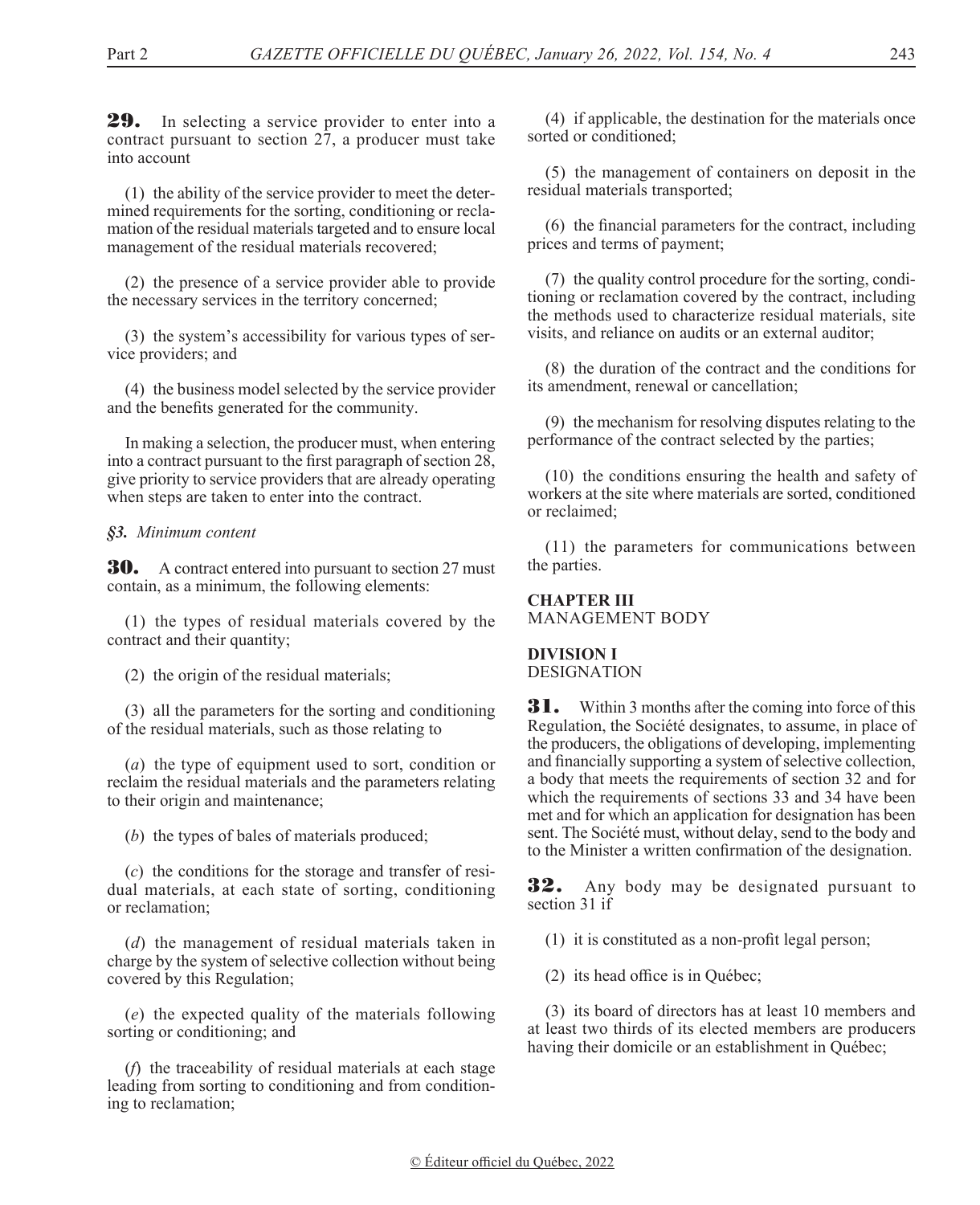**29.** In selecting a service provider to enter into a contract pursuant to section 27, a producer must take into account

(1) the ability of the service provider to meet the determined requirements for the sorting, conditioning or reclamation of the residual materials targeted and to ensure local management of the residual materials recovered;

(2) the presence of a service provider able to provide the necessary services in the territory concerned;

(3) the system's accessibility for various types of service providers; and

(4) the business model selected by the service provider and the benefits generated for the community.

In making a selection, the producer must, when entering into a contract pursuant to the first paragraph of section 28, give priority to service providers that are already operating when steps are taken to enter into the contract.

*§3. Minimum content*

**30.** A contract entered into pursuant to section 27 must contain, as a minimum, the following elements:

(1) the types of residual materials covered by the contract and their quantity;

(2) the origin of the residual materials;

(3) all the parameters for the sorting and conditioning of the residual materials, such as those relating to

(*a*) the type of equipment used to sort, condition or reclaim the residual materials and the parameters relating to their origin and maintenance;

(*b*) the types of bales of materials produced;

(*c*) the conditions for the storage and transfer of residual materials, at each state of sorting, conditioning or reclamation;

(*d*) the management of residual materials taken in charge by the system of selective collection without being covered by this Regulation;

(*e*) the expected quality of the materials following sorting or conditioning; and

(*f*) the traceability of residual materials at each stage leading from sorting to conditioning and from conditioning to reclamation;

(4) if applicable, the destination for the materials once sorted or conditioned;

(5) the management of containers on deposit in the residual materials transported;

(6) the financial parameters for the contract, including prices and terms of payment;

(7) the quality control procedure for the sorting, conditioning or reclamation covered by the contract, including the methods used to characterize residual materials, site visits, and reliance on audits or an external auditor;

(8) the duration of the contract and the conditions for its amendment, renewal or cancellation;

(9) the mechanism for resolving disputes relating to the performance of the contract selected by the parties;

(10) the conditions ensuring the health and safety of workers at the site where materials are sorted, conditioned or reclaimed;

(11) the parameters for communications between the parties.

## CHAPTER III
MANAGEMENT BODY

### DIVISION I
DESIGNATION

**31.** Within 3 months after the coming into force of this Regulation, the Société designates, to assume, in place of the producers, the obligations of developing, implementing and financially supporting a system of selective collection, a body that meets the requirements of section 32 and for which the requirements of sections 33 and 34 have been met and for which an application for designation has been sent. The Société must, without delay, send to the body and to the Minister a written confirmation of the designation.

**32.** Any body may be designated pursuant to section 31 if

(1) it is constituted as a non-profit legal person;

(2) its head office is in Québec;

(3) its board of directors has at least 10 members and at least two thirds of its elected members are producers having their domicile or an establishment in Québec;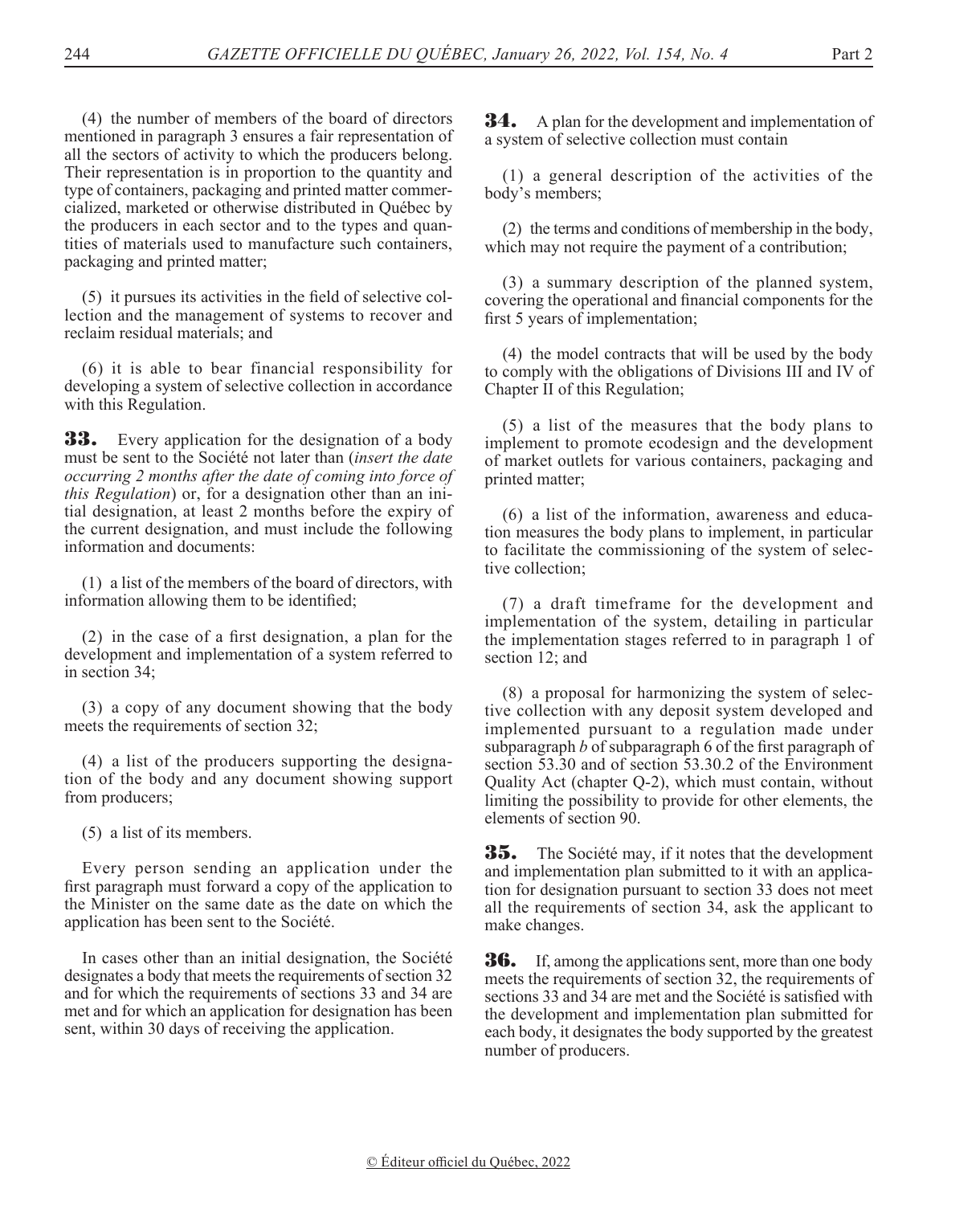(4) the number of members of the board of directors mentioned in paragraph 3 ensures a fair representation of all the sectors of activity to which the producers belong. Their representation is in proportion to the quantity and type of containers, packaging and printed matter commercialized, marketed or otherwise distributed in Québec by the producers in each sector and to the types and quantities of materials used to manufacture such containers, packaging and printed matter;

(5) it pursues its activities in the field of selective collection and the management of systems to recover and reclaim residual materials; and

(6) it is able to bear financial responsibility for developing a system of selective collection in accordance with this Regulation.

**33.** Every application for the designation of a body must be sent to the Société not later than (*insert the date occurring 2 months after the date of coming into force of this Regulation*) or, for a designation other than an initial designation, at least 2 months before the expiry of the current designation, and must include the following information and documents:

(1) a list of the members of the board of directors, with information allowing them to be identified;

(2) in the case of a first designation, a plan for the development and implementation of a system referred to in section 34;

(3) a copy of any document showing that the body meets the requirements of section 32;

(4) a list of the producers supporting the designation of the body and any document showing support from producers;

(5) a list of its members.

Every person sending an application under the first paragraph must forward a copy of the application to the Minister on the same date as the date on which the application has been sent to the Société.

In cases other than an initial designation, the Société designates a body that meets the requirements of section 32 and for which the requirements of sections 33 and 34 are met and for which an application for designation has been sent, within 30 days of receiving the application.

**34.** A plan for the development and implementation of a system of selective collection must contain

(1) a general description of the activities of the body's members;

(2) the terms and conditions of membership in the body, which may not require the payment of a contribution;

(3) a summary description of the planned system, covering the operational and financial components for the first 5 years of implementation;

(4) the model contracts that will be used by the body to comply with the obligations of Divisions III and IV of Chapter II of this Regulation;

(5) a list of the measures that the body plans to implement to promote ecodesign and the development of market outlets for various containers, packaging and printed matter;

(6) a list of the information, awareness and education measures the body plans to implement, in particular to facilitate the commissioning of the system of selective collection;

(7) a draft timeframe for the development and implementation of the system, detailing in particular the implementation stages referred to in paragraph 1 of section 12; and

(8) a proposal for harmonizing the system of selective collection with any deposit system developed and implemented pursuant to a regulation made under subparagraph *b* of subparagraph 6 of the first paragraph of section 53.30 and of section 53.30.2 of the Environment Quality Act (chapter Q-2), which must contain, without limiting the possibility to provide for other elements, the elements of section 90.

**35.** The Société may, if it notes that the development and implementation plan submitted to it with an application for designation pursuant to section 33 does not meet all the requirements of section 34, ask the applicant to make changes.

**36.** If, among the applications sent, more than one body meets the requirements of section 32, the requirements of sections 33 and 34 are met and the Société is satisfied with the development and implementation plan submitted for each body, it designates the body supported by the greatest number of producers.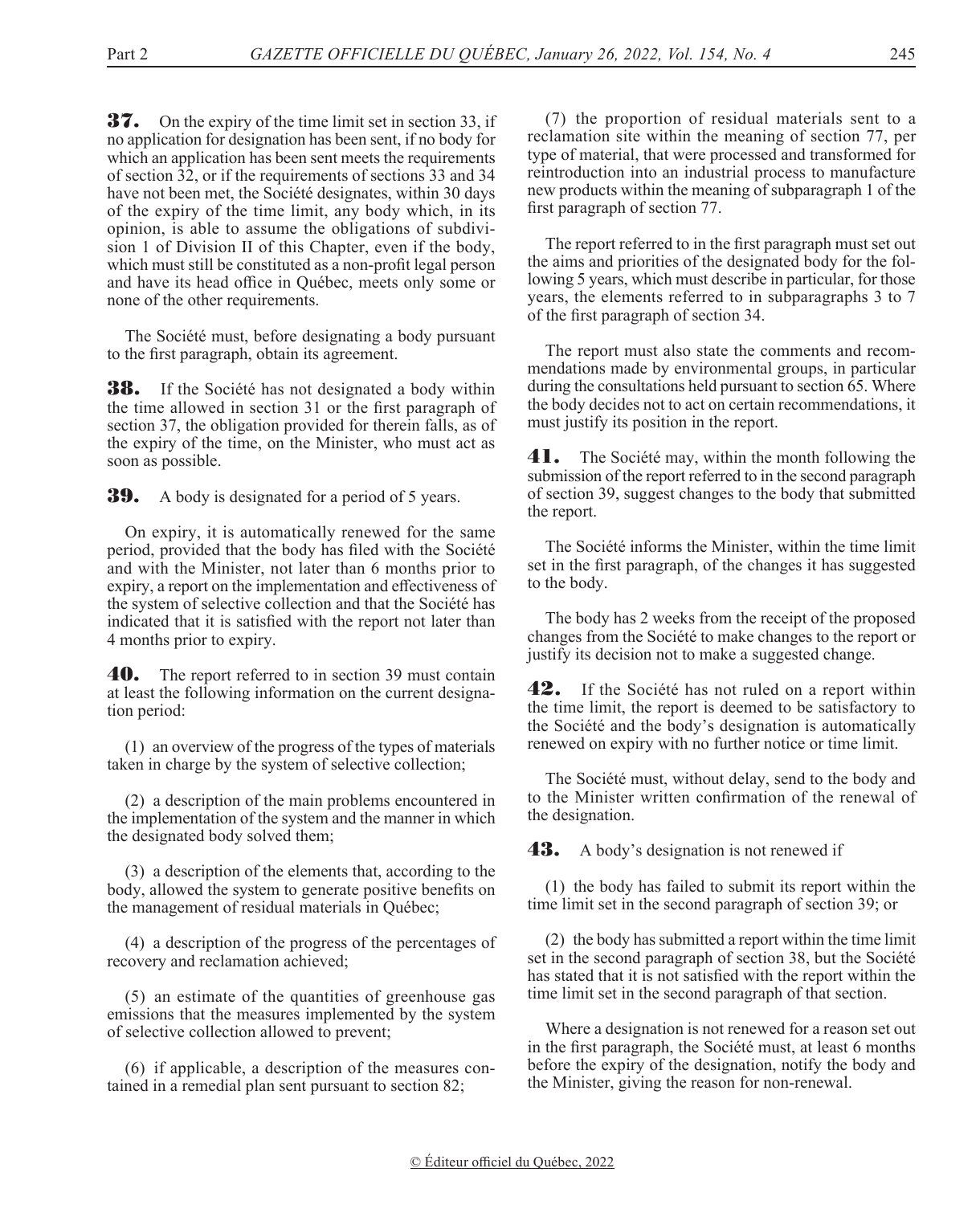**37.** On the expiry of the time limit set in section 33, if no application for designation has been sent, if no body for which an application has been sent meets the requirements of section 32, or if the requirements of sections 33 and 34 have not been met, the Société designates, within 30 days of the expiry of the time limit, any body which, in its opinion, is able to assume the obligations of subdivision 1 of Division II of this Chapter, even if the body, which must still be constituted as a non-profit legal person and have its head office in Québec, meets only some or none of the other requirements.

The Société must, before designating a body pursuant to the first paragraph, obtain its agreement.

**38.** If the Société has not designated a body within the time allowed in section 31 or the first paragraph of section 37, the obligation provided for therein falls, as of the expiry of the time, on the Minister, who must act as soon as possible.

**39.** A body is designated for a period of 5 years.

On expiry, it is automatically renewed for the same period, provided that the body has filed with the Société and with the Minister, not later than 6 months prior to expiry, a report on the implementation and effectiveness of the system of selective collection and that the Société has indicated that it is satisfied with the report not later than 4 months prior to expiry.

**40.** The report referred to in section 39 must contain at least the following information on the current designation period:

(1) an overview of the progress of the types of materials taken in charge by the system of selective collection;

(2) a description of the main problems encountered in the implementation of the system and the manner in which the designated body solved them;

(3) a description of the elements that, according to the body, allowed the system to generate positive benefits on the management of residual materials in Québec;

(4) a description of the progress of the percentages of recovery and reclamation achieved;

(5) an estimate of the quantities of greenhouse gas emissions that the measures implemented by the system of selective collection allowed to prevent;

(6) if applicable, a description of the measures contained in a remedial plan sent pursuant to section 82;

(7) the proportion of residual materials sent to a reclamation site within the meaning of section 77, per type of material, that were processed and transformed for reintroduction into an industrial process to manufacture new products within the meaning of subparagraph 1 of the first paragraph of section 77.

The report referred to in the first paragraph must set out the aims and priorities of the designated body for the following 5 years, which must describe in particular, for those years, the elements referred to in subparagraphs 3 to 7 of the first paragraph of section 34.

The report must also state the comments and recommendations made by environmental groups, in particular during the consultations held pursuant to section 65. Where the body decides not to act on certain recommendations, it must justify its position in the report.

**41.** The Société may, within the month following the submission of the report referred to in the second paragraph of section 39, suggest changes to the body that submitted the report.

The Société informs the Minister, within the time limit set in the first paragraph, of the changes it has suggested to the body.

The body has 2 weeks from the receipt of the proposed changes from the Société to make changes to the report or justify its decision not to make a suggested change.

**42.** If the Société has not ruled on a report within the time limit, the report is deemed to be satisfactory to the Société and the body's designation is automatically renewed on expiry with no further notice or time limit.

The Société must, without delay, send to the body and to the Minister written confirmation of the renewal of the designation.

**43.** A body's designation is not renewed if

(1) the body has failed to submit its report within the time limit set in the second paragraph of section 39; or

(2) the body has submitted a report within the time limit set in the second paragraph of section 38, but the Société has stated that it is not satisfied with the report within the time limit set in the second paragraph of that section.

Where a designation is not renewed for a reason set out in the first paragraph, the Société must, at least 6 months before the expiry of the designation, notify the body and the Minister, giving the reason for non-renewal.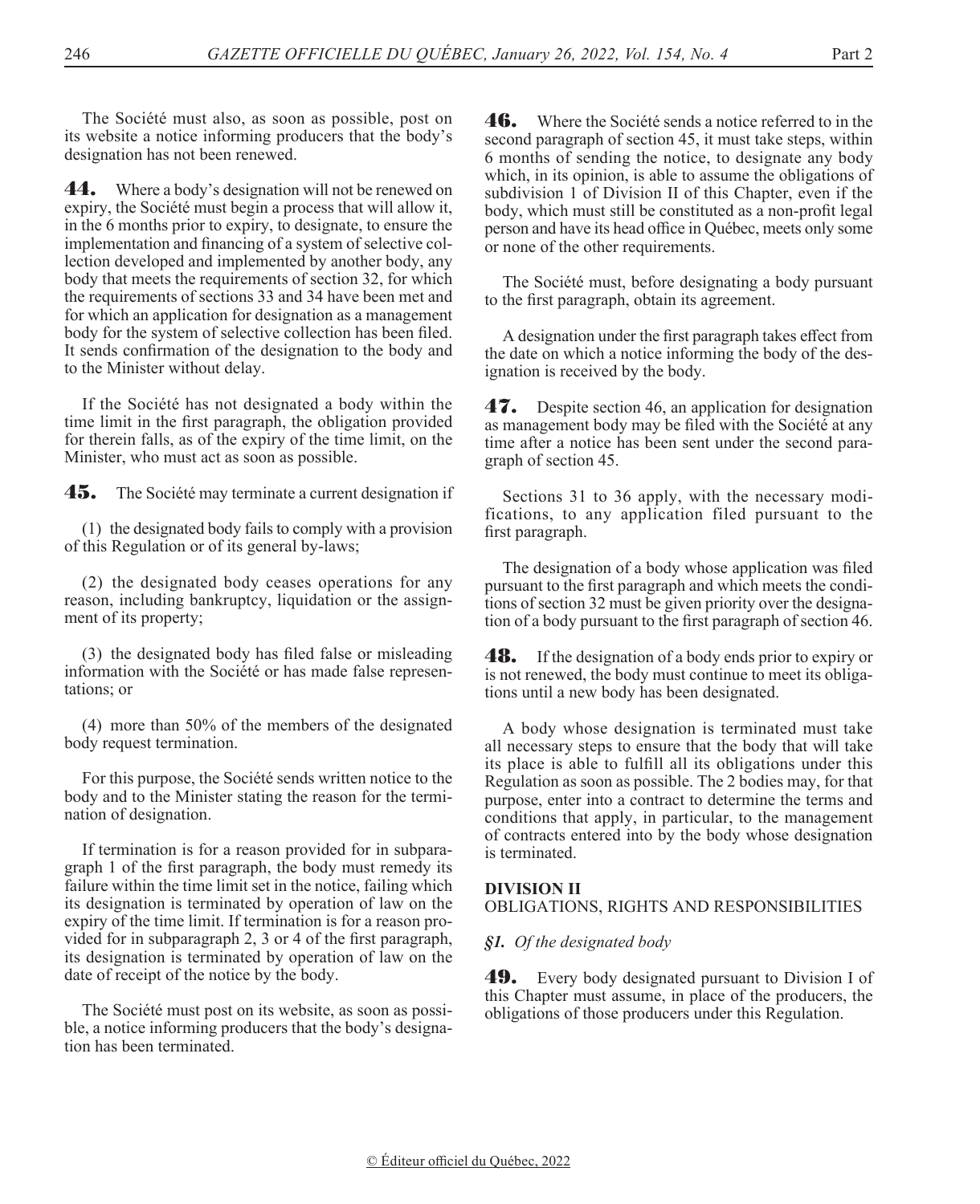The Société must also, as soon as possible, post on its website a notice informing producers that the body's designation has not been renewed.

**44.** Where a body's designation will not be renewed on expiry, the Société must begin a process that will allow it, in the 6 months prior to expiry, to designate, to ensure the implementation and financing of a system of selective collection developed and implemented by another body, any body that meets the requirements of section 32, for which the requirements of sections 33 and 34 have been met and for which an application for designation as a management body for the system of selective collection has been filed. It sends confirmation of the designation to the body and to the Minister without delay.

If the Société has not designated a body within the time limit in the first paragraph, the obligation provided for therein falls, as of the expiry of the time limit, on the Minister, who must act as soon as possible.

**45.** The Société may terminate a current designation if

(1) the designated body fails to comply with a provision of this Regulation or of its general by-laws;

(2) the designated body ceases operations for any reason, including bankruptcy, liquidation or the assignment of its property;

(3) the designated body has filed false or misleading information with the Société or has made false representations; or

(4) more than 50% of the members of the designated body request termination.

For this purpose, the Société sends written notice to the body and to the Minister stating the reason for the termination of designation.

If termination is for a reason provided for in subparagraph 1 of the first paragraph, the body must remedy its failure within the time limit set in the notice, failing which its designation is terminated by operation of law on the expiry of the time limit. If termination is for a reason provided for in subparagraph 2, 3 or 4 of the first paragraph, its designation is terminated by operation of law on the date of receipt of the notice by the body.

The Société must post on its website, as soon as possible, a notice informing producers that the body's designation has been terminated.

**46.** Where the Société sends a notice referred to in the second paragraph of section 45, it must take steps, within 6 months of sending the notice, to designate any body which, in its opinion, is able to assume the obligations of subdivision 1 of Division II of this Chapter, even if the body, which must still be constituted as a non-profit legal person and have its head office in Québec, meets only some or none of the other requirements.

The Société must, before designating a body pursuant to the first paragraph, obtain its agreement.

A designation under the first paragraph takes effect from the date on which a notice informing the body of the designation is received by the body.

**47.** Despite section 46, an application for designation as management body may be filed with the Société at any time after a notice has been sent under the second paragraph of section 45.

Sections 31 to 36 apply, with the necessary modifications, to any application filed pursuant to the first paragraph.

The designation of a body whose application was filed pursuant to the first paragraph and which meets the conditions of section 32 must be given priority over the designation of a body pursuant to the first paragraph of section 46.

**48.** If the designation of a body ends prior to expiry or is not renewed, the body must continue to meet its obligations until a new body has been designated.

A body whose designation is terminated must take all necessary steps to ensure that the body that will take its place is able to fulfill all its obligations under this Regulation as soon as possible. The 2 bodies may, for that purpose, enter into a contract to determine the terms and conditions that apply, in particular, to the management of contracts entered into by the body whose designation is terminated.

## DIVISION II
OBLIGATIONS, RIGHTS AND RESPONSIBILITIES

*§1. Of the designated body*

**49.** Every body designated pursuant to Division I of this Chapter must assume, in place of the producers, the obligations of those producers under this Regulation.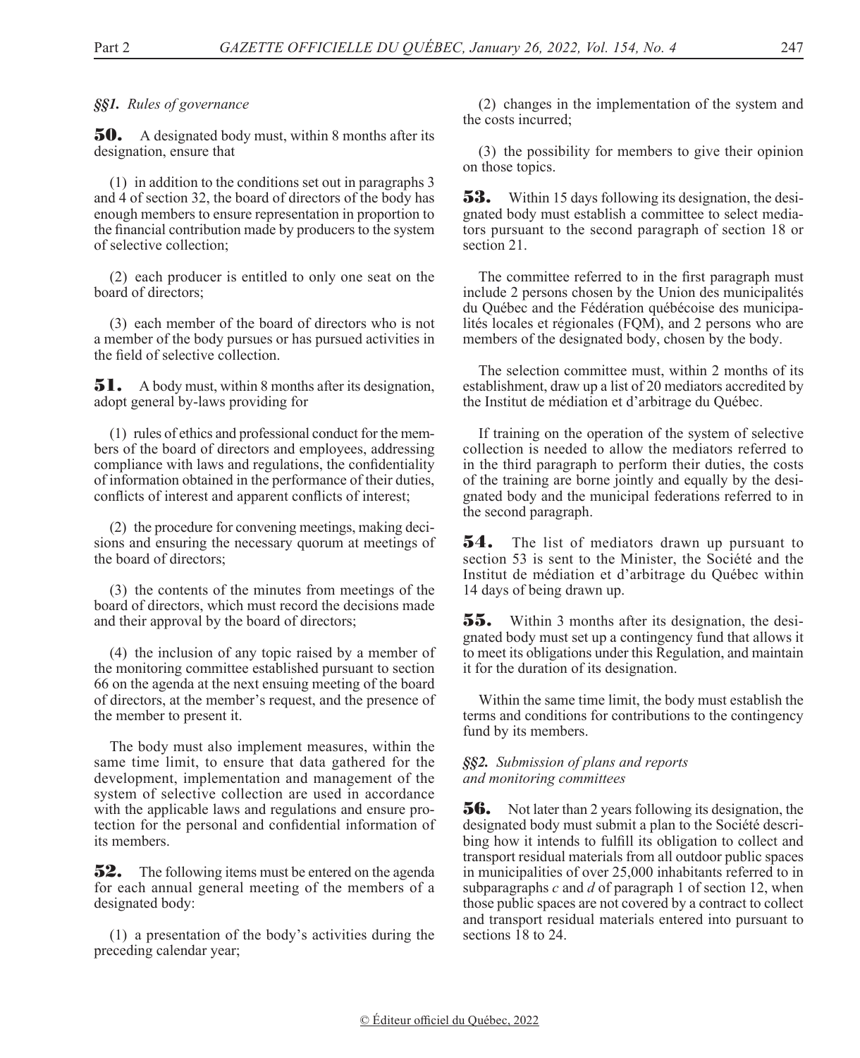*§§1. Rules of governance*

**50.** A designated body must, within 8 months after its designation, ensure that

(1) in addition to the conditions set out in paragraphs 3 and 4 of section 32, the board of directors of the body has enough members to ensure representation in proportion to the financial contribution made by producers to the system of selective collection;

(2) each producer is entitled to only one seat on the board of directors;

(3) each member of the board of directors who is not a member of the body pursues or has pursued activities in the field of selective collection.

**51.** A body must, within 8 months after its designation, adopt general by-laws providing for

(1) rules of ethics and professional conduct for the members of the board of directors and employees, addressing compliance with laws and regulations, the confidentiality of information obtained in the performance of their duties, conflicts of interest and apparent conflicts of interest;

(2) the procedure for convening meetings, making decisions and ensuring the necessary quorum at meetings of the board of directors;

(3) the contents of the minutes from meetings of the board of directors, which must record the decisions made and their approval by the board of directors;

(4) the inclusion of any topic raised by a member of the monitoring committee established pursuant to section 66 on the agenda at the next ensuing meeting of the board of directors, at the member's request, and the presence of the member to present it.

The body must also implement measures, within the same time limit, to ensure that data gathered for the development, implementation and management of the system of selective collection are used in accordance with the applicable laws and regulations and ensure protection for the personal and confidential information of its members.

**52.** The following items must be entered on the agenda for each annual general meeting of the members of a designated body:

(1) a presentation of the body's activities during the preceding calendar year;

(2) changes in the implementation of the system and the costs incurred;

(3) the possibility for members to give their opinion on those topics.

**53.** Within 15 days following its designation, the designated body must establish a committee to select mediators pursuant to the second paragraph of section 18 or section 21.

The committee referred to in the first paragraph must include 2 persons chosen by the Union des municipalités du Québec and the Fédération québécoise des municipalités locales et régionales (FQM), and 2 persons who are members of the designated body, chosen by the body.

The selection committee must, within 2 months of its establishment, draw up a list of 20 mediators accredited by the Institut de médiation et d'arbitrage du Québec.

If training on the operation of the system of selective collection is needed to allow the mediators referred to in the third paragraph to perform their duties, the costs of the training are borne jointly and equally by the designated body and the municipal federations referred to in the second paragraph.

**54.** The list of mediators drawn up pursuant to section 53 is sent to the Minister, the Société and the Institut de médiation et d'arbitrage du Québec within 14 days of being drawn up.

**55.** Within 3 months after its designation, the designated body must set up a contingency fund that allows it to meet its obligations under this Regulation, and maintain it for the duration of its designation.

Within the same time limit, the body must establish the terms and conditions for contributions to the contingency fund by its members.

*§§2. Submission of plans and reports and monitoring committees*

**56.** Not later than 2 years following its designation, the designated body must submit a plan to the Société describing how it intends to fulfill its obligation to collect and transport residual materials from all outdoor public spaces in municipalities of over 25,000 inhabitants referred to in subparagraphs *c* and *d* of paragraph 1 of section 12, when those public spaces are not covered by a contract to collect and transport residual materials entered into pursuant to sections 18 to 24.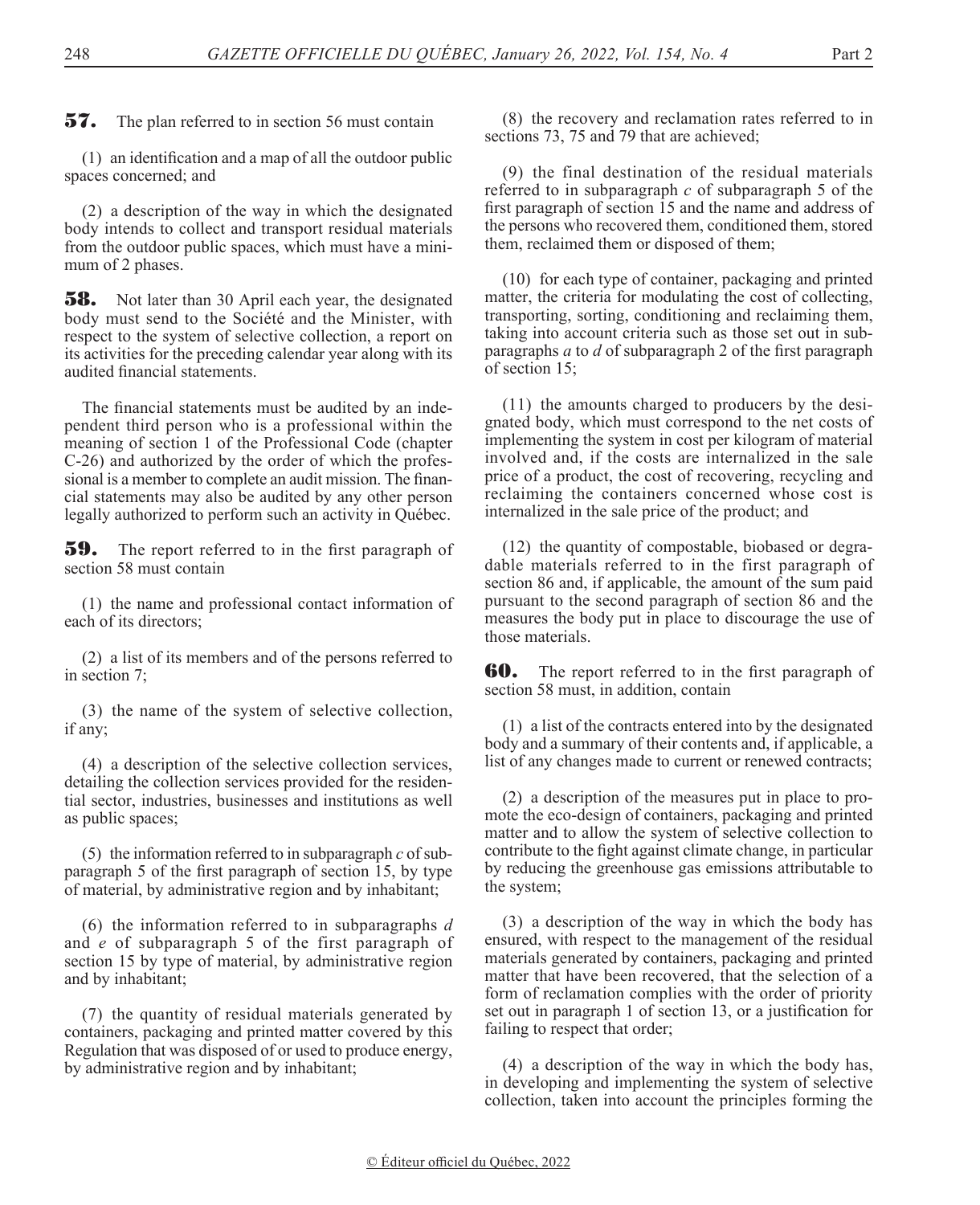**57.** The plan referred to in section 56 must contain

(1) an identification and a map of all the outdoor public spaces concerned; and

(2) a description of the way in which the designated body intends to collect and transport residual materials from the outdoor public spaces, which must have a minimum of 2 phases.

**58.** Not later than 30 April each year, the designated body must send to the Société and the Minister, with respect to the system of selective collection, a report on its activities for the preceding calendar year along with its audited financial statements.

The financial statements must be audited by an independent third person who is a professional within the meaning of section 1 of the Professional Code (chapter C-26) and authorized by the order of which the professional is a member to complete an audit mission. The financial statements may also be audited by any other person legally authorized to perform such an activity in Québec.

**59.** The report referred to in the first paragraph of section 58 must contain

(1) the name and professional contact information of each of its directors;

(2) a list of its members and of the persons referred to in section 7;

(3) the name of the system of selective collection, if any;

(4) a description of the selective collection services, detailing the collection services provided for the residential sector, industries, businesses and institutions as well as public spaces;

(5) the information referred to in subparagraph *c* of subparagraph 5 of the first paragraph of section 15, by type of material, by administrative region and by inhabitant;

(6) the information referred to in subparagraphs *d* and *e* of subparagraph 5 of the first paragraph of section 15 by type of material, by administrative region and by inhabitant;

(7) the quantity of residual materials generated by containers, packaging and printed matter covered by this Regulation that was disposed of or used to produce energy, by administrative region and by inhabitant;

(8) the recovery and reclamation rates referred to in sections 73, 75 and 79 that are achieved;

(9) the final destination of the residual materials referred to in subparagraph *c* of subparagraph 5 of the first paragraph of section 15 and the name and address of the persons who recovered them, conditioned them, stored them, reclaimed them or disposed of them;

(10) for each type of container, packaging and printed matter, the criteria for modulating the cost of collecting, transporting, sorting, conditioning and reclaiming them, taking into account criteria such as those set out in subparagraphs *a* to *d* of subparagraph 2 of the first paragraph of section 15;

(11) the amounts charged to producers by the designated body, which must correspond to the net costs of implementing the system in cost per kilogram of material involved and, if the costs are internalized in the sale price of a product, the cost of recovering, recycling and reclaiming the containers concerned whose cost is internalized in the sale price of the product; and

(12) the quantity of compostable, biobased or degradable materials referred to in the first paragraph of section 86 and, if applicable, the amount of the sum paid pursuant to the second paragraph of section 86 and the measures the body put in place to discourage the use of those materials.

**60.** The report referred to in the first paragraph of section 58 must, in addition, contain

(1) a list of the contracts entered into by the designated body and a summary of their contents and, if applicable, a list of any changes made to current or renewed contracts;

(2) a description of the measures put in place to promote the eco-design of containers, packaging and printed matter and to allow the system of selective collection to contribute to the fight against climate change, in particular by reducing the greenhouse gas emissions attributable to the system;

(3) a description of the way in which the body has ensured, with respect to the management of the residual materials generated by containers, packaging and printed matter that have been recovered, that the selection of a form of reclamation complies with the order of priority set out in paragraph 1 of section 13, or a justification for failing to respect that order;

(4) a description of the way in which the body has, in developing and implementing the system of selective collection, taken into account the principles forming the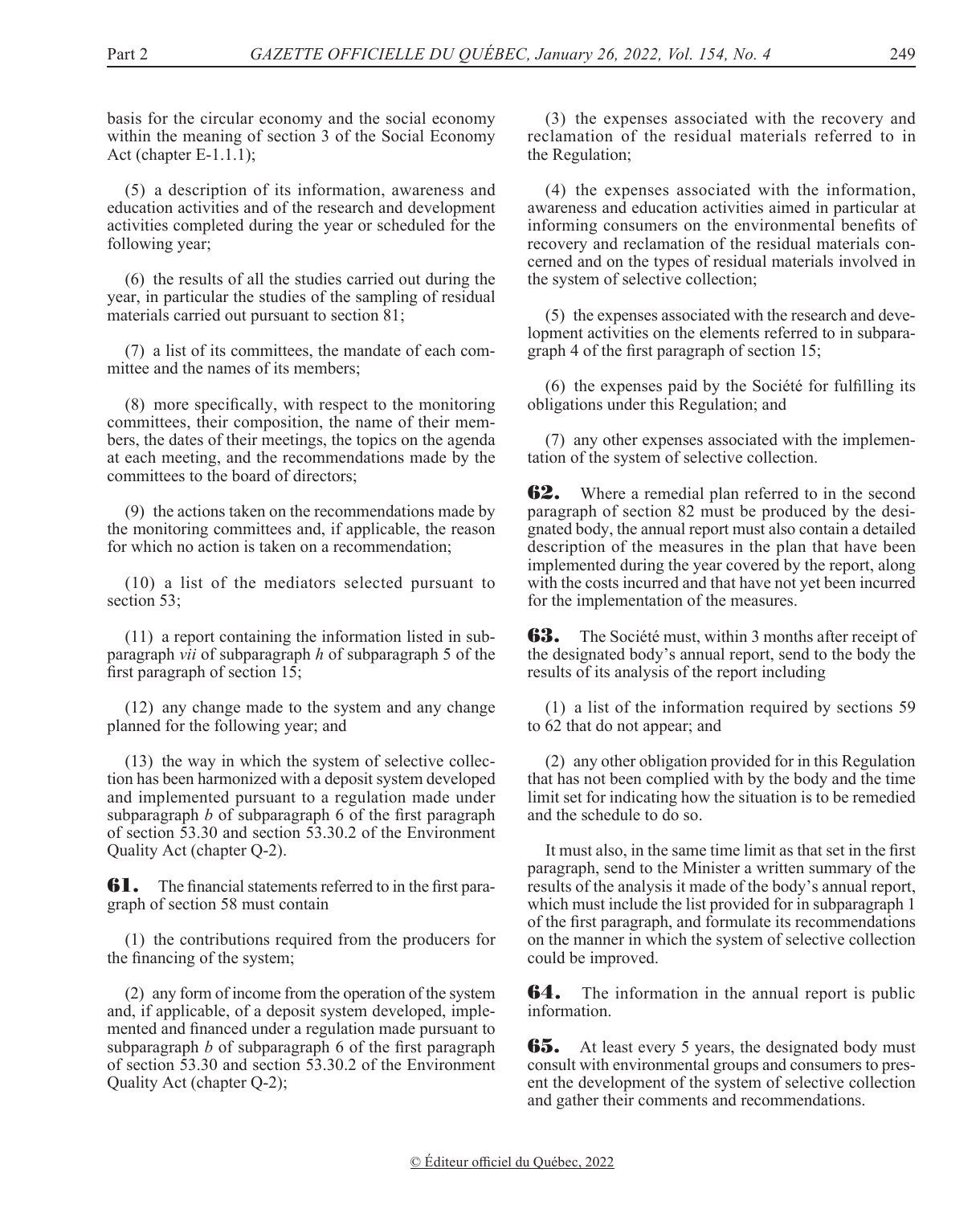basis for the circular economy and the social economy within the meaning of section 3 of the Social Economy Act (chapter E-1.1.1);

(5) a description of its information, awareness and education activities and of the research and development activities completed during the year or scheduled for the following year;

(6) the results of all the studies carried out during the year, in particular the studies of the sampling of residual materials carried out pursuant to section 81;

(7) a list of its committees, the mandate of each committee and the names of its members;

(8) more specifically, with respect to the monitoring committees, their composition, the name of their members, the dates of their meetings, the topics on the agenda at each meeting, and the recommendations made by the committees to the board of directors;

(9) the actions taken on the recommendations made by the monitoring committees and, if applicable, the reason for which no action is taken on a recommendation;

(10) a list of the mediators selected pursuant to section 53;

(11) a report containing the information listed in subparagraph *vii* of subparagraph *h* of subparagraph 5 of the first paragraph of section 15;

(12) any change made to the system and any change planned for the following year; and

(13) the way in which the system of selective collection has been harmonized with a deposit system developed and implemented pursuant to a regulation made under subparagraph *b* of subparagraph 6 of the first paragraph of section 53.30 and section 53.30.2 of the Environment Quality Act (chapter Q-2).

**61.** The financial statements referred to in the first paragraph of section 58 must contain

(1) the contributions required from the producers for the financing of the system;

(2) any form of income from the operation of the system and, if applicable, of a deposit system developed, implemented and financed under a regulation made pursuant to subparagraph *b* of subparagraph 6 of the first paragraph of section 53.30 and section 53.30.2 of the Environment Quality Act (chapter Q-2);

(3) the expenses associated with the recovery and reclamation of the residual materials referred to in the Regulation;

(4) the expenses associated with the information, awareness and education activities aimed in particular at informing consumers on the environmental benefits of recovery and reclamation of the residual materials concerned and on the types of residual materials involved in the system of selective collection;

(5) the expenses associated with the research and development activities on the elements referred to in subparagraph 4 of the first paragraph of section 15;

(6) the expenses paid by the Société for fulfilling its obligations under this Regulation; and

(7) any other expenses associated with the implementation of the system of selective collection.

**62.** Where a remedial plan referred to in the second paragraph of section 82 must be produced by the designated body, the annual report must also contain a detailed description of the measures in the plan that have been implemented during the year covered by the report, along with the costs incurred and that have not yet been incurred for the implementation of the measures.

**63.** The Société must, within 3 months after receipt of the designated body's annual report, send to the body the results of its analysis of the report including

(1) a list of the information required by sections 59 to 62 that do not appear; and

(2) any other obligation provided for in this Regulation that has not been complied with by the body and the time limit set for indicating how the situation is to be remedied and the schedule to do so.

It must also, in the same time limit as that set in the first paragraph, send to the Minister a written summary of the results of the analysis it made of the body's annual report, which must include the list provided for in subparagraph 1 of the first paragraph, and formulate its recommendations on the manner in which the system of selective collection could be improved.

**64.** The information in the annual report is public information.

**65.** At least every 5 years, the designated body must consult with environmental groups and consumers to present the development of the system of selective collection and gather their comments and recommendations.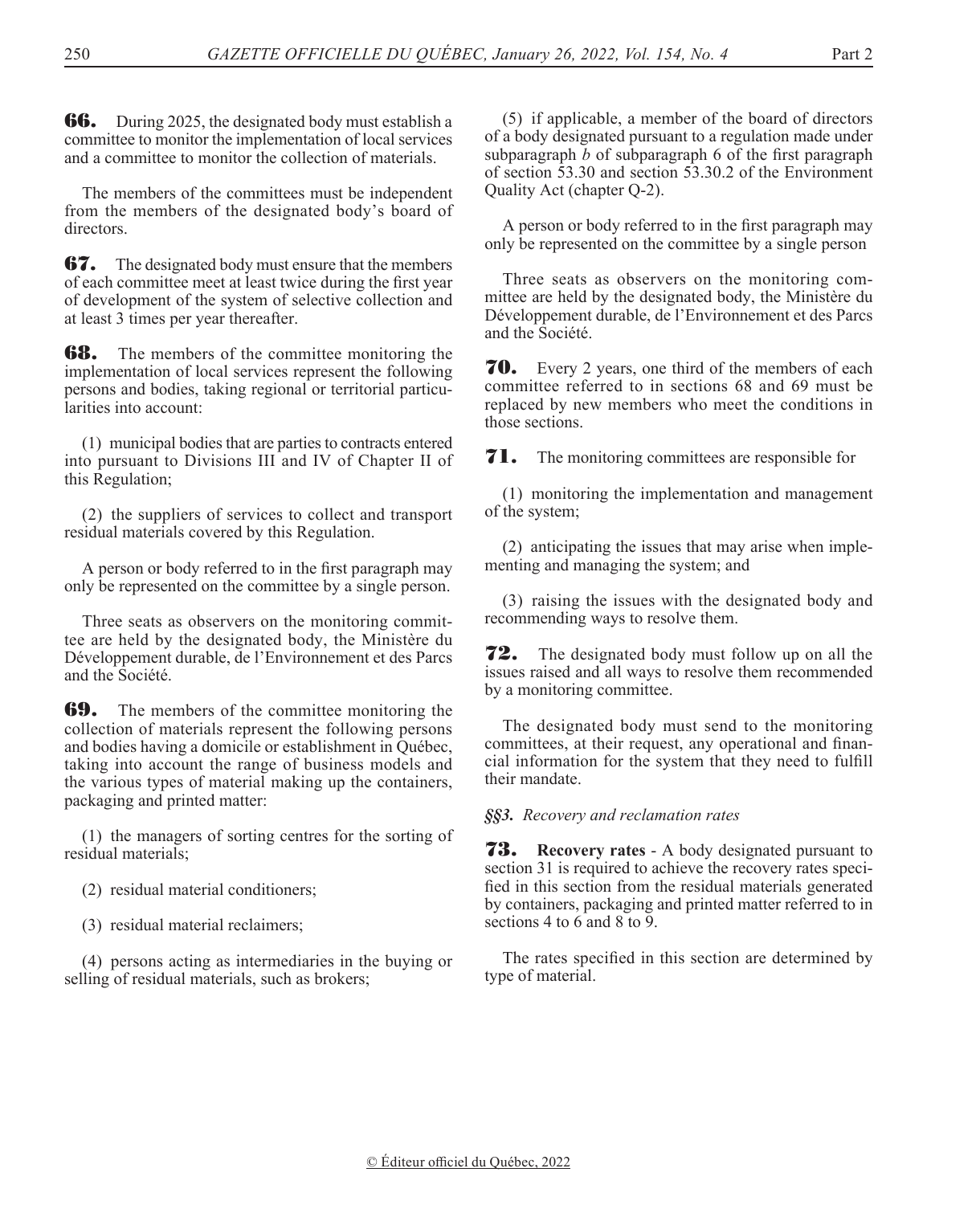**66.** During 2025, the designated body must establish a committee to monitor the implementation of local services and a committee to monitor the collection of materials.

The members of the committees must be independent from the members of the designated body's board of directors.

**67.** The designated body must ensure that the members of each committee meet at least twice during the first year of development of the system of selective collection and at least 3 times per year thereafter.

**68.** The members of the committee monitoring the implementation of local services represent the following persons and bodies, taking regional or territorial particularities into account:

(1) municipal bodies that are parties to contracts entered into pursuant to Divisions III and IV of Chapter II of this Regulation;

(2) the suppliers of services to collect and transport residual materials covered by this Regulation.

A person or body referred to in the first paragraph may only be represented on the committee by a single person.

Three seats as observers on the monitoring committee are held by the designated body, the Ministère du Développement durable, de l'Environnement et des Parcs and the Société.

**69.** The members of the committee monitoring the collection of materials represent the following persons and bodies having a domicile or establishment in Québec, taking into account the range of business models and the various types of material making up the containers, packaging and printed matter:

(1) the managers of sorting centres for the sorting of residual materials;

(2) residual material conditioners;

(3) residual material reclaimers;

(4) persons acting as intermediaries in the buying or selling of residual materials, such as brokers;

(5) if applicable, a member of the board of directors of a body designated pursuant to a regulation made under subparagraph *b* of subparagraph 6 of the first paragraph of section 53.30 and section 53.30.2 of the Environment Quality Act (chapter Q-2).

A person or body referred to in the first paragraph may only be represented on the committee by a single person

Three seats as observers on the monitoring committee are held by the designated body, the Ministère du Développement durable, de l'Environnement et des Parcs and the Société.

**70.** Every 2 years, one third of the members of each committee referred to in sections 68 and 69 must be replaced by new members who meet the conditions in those sections.

**71.** The monitoring committees are responsible for

(1) monitoring the implementation and management of the system;

(2) anticipating the issues that may arise when implementing and managing the system; and

(3) raising the issues with the designated body and recommending ways to resolve them.

**72.** The designated body must follow up on all the issues raised and all ways to resolve them recommended by a monitoring committee.

The designated body must send to the monitoring committees, at their request, any operational and financial information for the system that they need to fulfill their mandate.

***§§3. Recovery and reclamation rates***

**73. Recovery rates** - A body designated pursuant to section 31 is required to achieve the recovery rates specified in this section from the residual materials generated by containers, packaging and printed matter referred to in sections 4 to 6 and 8 to 9.

The rates specified in this section are determined by type of material.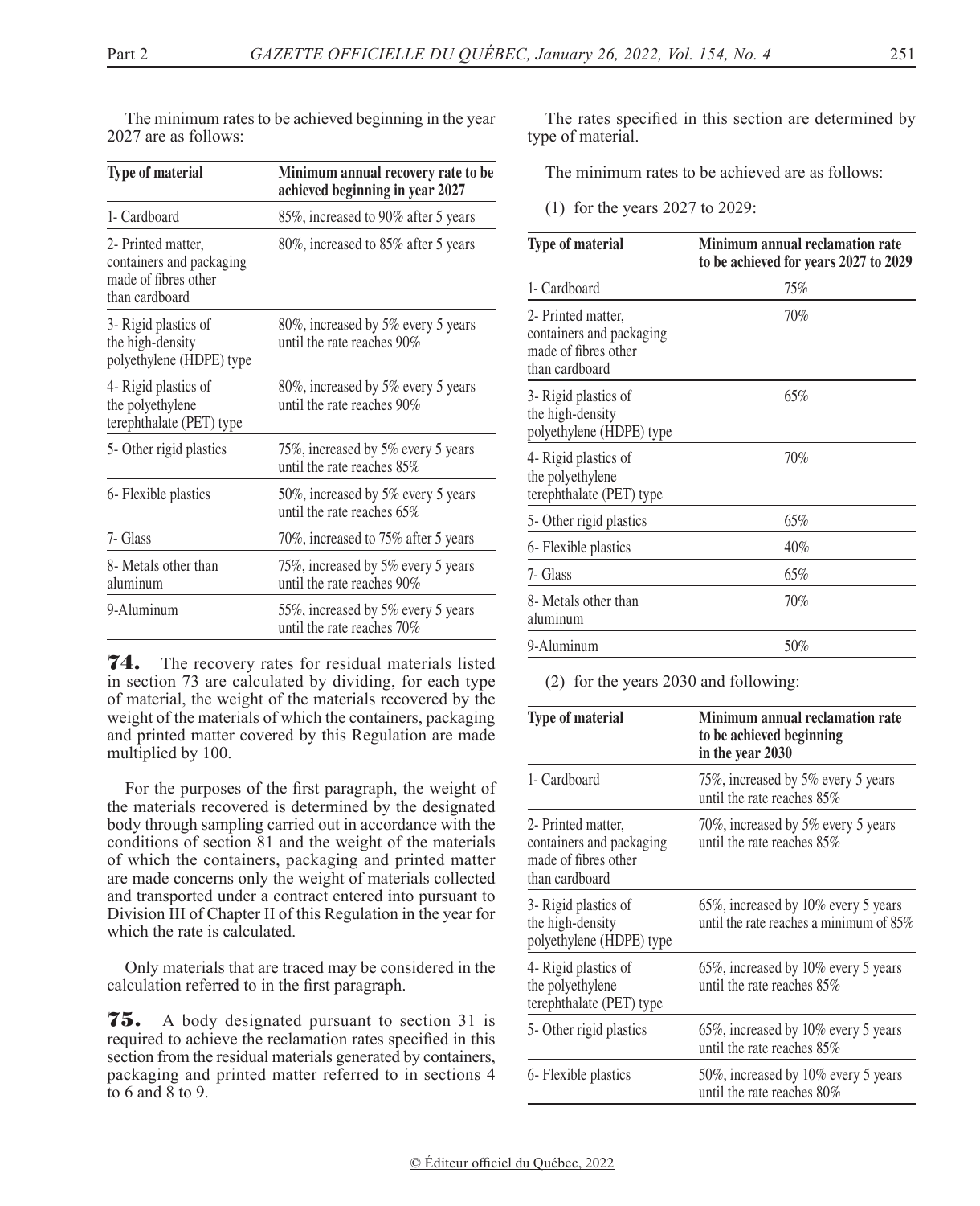The minimum rates to be achieved beginning in the year 2027 are as follows:

| Type of material | Minimum annual recovery rate to be achieved beginning in year 2027 |
|---|---|
| 1- Cardboard | 85%, increased to 90% after 5 years |
| 2- Printed matter, containers and packaging made of fibres other than cardboard | 80%, increased to 85% after 5 years |
| 3- Rigid plastics of the high-density polyethylene (HDPE) type | 80%, increased by 5% every 5 years until the rate reaches 90% |
| 4- Rigid plastics of the polyethylene terephthalate (PET) type | 80%, increased by 5% every 5 years until the rate reaches 90% |
| 5- Other rigid plastics | 75%, increased by 5% every 5 years until the rate reaches 85% |
| 6- Flexible plastics | 50%, increased by 5% every 5 years until the rate reaches 65% |
| 7- Glass | 70%, increased to 75% after 5 years |
| 8- Metals other than aluminum | 75%, increased by 5% every 5 years until the rate reaches 90% |
| 9-Aluminum | 55%, increased by 5% every 5 years until the rate reaches 70% |

**74.** The recovery rates for residual materials listed in section 73 are calculated by dividing, for each type of material, the weight of the materials recovered by the weight of the materials of which the containers, packaging and printed matter covered by this Regulation are made multiplied by 100.

For the purposes of the first paragraph, the weight of the materials recovered is determined by the designated body through sampling carried out in accordance with the conditions of section 81 and the weight of the materials of which the containers, packaging and printed matter are made concerns only the weight of materials collected and transported under a contract entered into pursuant to Division III of Chapter II of this Regulation in the year for which the rate is calculated.

Only materials that are traced may be considered in the calculation referred to in the first paragraph.

**75.** A body designated pursuant to section 31 is required to achieve the reclamation rates specified in this section from the residual materials generated by containers, packaging and printed matter referred to in sections 4 to 6 and 8 to 9.

The rates specified in this section are determined by type of material.

The minimum rates to be achieved are as follows:

(1) for the years 2027 to 2029:

| Type of material | Minimum annual reclamation rate to be achieved for years 2027 to 2029 |
|---|---|
| 1- Cardboard | 75% |
| 2- Printed matter, containers and packaging made of fibres other than cardboard | 70% |
| 3- Rigid plastics of the high-density polyethylene (HDPE) type | 65% |
| 4- Rigid plastics of the polyethylene terephthalate (PET) type | 70% |
| 5- Other rigid plastics | 65% |
| 6- Flexible plastics | 40% |
| 7- Glass | 65% |
| 8- Metals other than aluminum | 70% |
| 9-Aluminum | 50% |

(2) for the years 2030 and following:

| Type of material | Minimum annual reclamation rate to be achieved beginning in the year 2030 |
|---|---|
| 1- Cardboard | 75%, increased by 5% every 5 years until the rate reaches 85% |
| 2- Printed matter, containers and packaging made of fibres other than cardboard | 70%, increased by 5% every 5 years until the rate reaches 85% |
| 3- Rigid plastics of the high-density polyethylene (HDPE) type | 65%, increased by 10% every 5 years until the rate reaches a minimum of 85% |
| 4- Rigid plastics of the polyethylene terephthalate (PET) type | 65%, increased by 10% every 5 years until the rate reaches 85% |
| 5- Other rigid plastics | 65%, increased by 10% every 5 years until the rate reaches 85% |
| 6- Flexible plastics | 50%, increased by 10% every 5 years until the rate reaches 80% |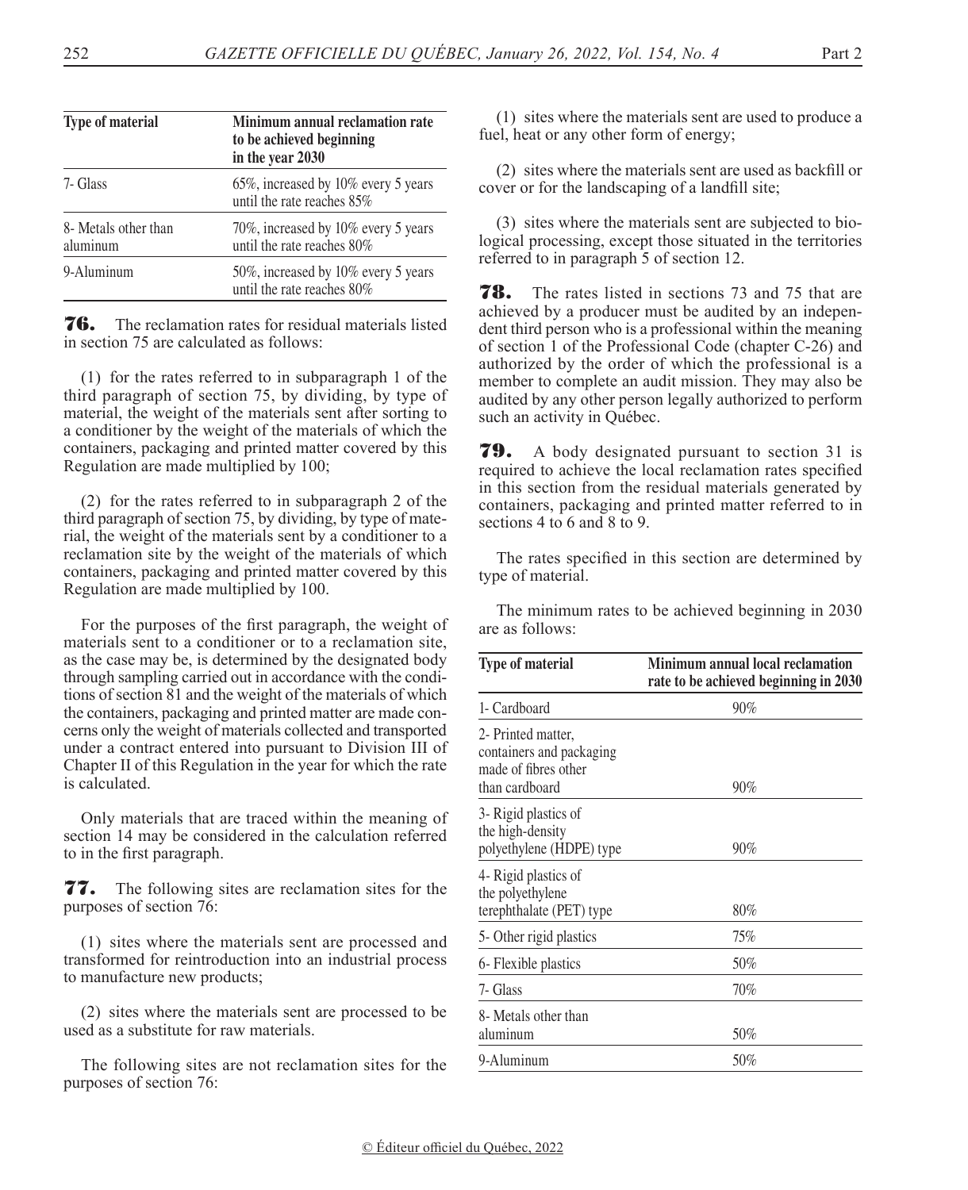| Type of material | Minimum annual reclamation rate to be achieved beginning in the year 2030 |
|---|---|
| 7- Glass | 65%, increased by 10% every 5 years until the rate reaches 85% |
| 8- Metals other than aluminum | 70%, increased by 10% every 5 years until the rate reaches 80% |
| 9-Aluminum | 50%, increased by 10% every 5 years until the rate reaches 80% |

**76.** The reclamation rates for residual materials listed in section 75 are calculated as follows:

(1) for the rates referred to in subparagraph 1 of the third paragraph of section 75, by dividing, by type of material, the weight of the materials sent after sorting to a conditioner by the weight of the materials of which the containers, packaging and printed matter covered by this Regulation are made multiplied by 100;

(2) for the rates referred to in subparagraph 2 of the third paragraph of section 75, by dividing, by type of material, the weight of the materials sent by a conditioner to a reclamation site by the weight of the materials of which containers, packaging and printed matter covered by this Regulation are made multiplied by 100.

For the purposes of the first paragraph, the weight of materials sent to a conditioner or to a reclamation site, as the case may be, is determined by the designated body through sampling carried out in accordance with the conditions of section 81 and the weight of the materials of which the containers, packaging and printed matter are made concerns only the weight of materials collected and transported under a contract entered into pursuant to Division III of Chapter II of this Regulation in the year for which the rate is calculated.

Only materials that are traced within the meaning of section 14 may be considered in the calculation referred to in the first paragraph.

**77.** The following sites are reclamation sites for the purposes of section 76:

(1) sites where the materials sent are processed and transformed for reintroduction into an industrial process to manufacture new products;

(2) sites where the materials sent are processed to be used as a substitute for raw materials.

The following sites are not reclamation sites for the purposes of section 76:

(1) sites where the materials sent are used to produce a fuel, heat or any other form of energy;

(2) sites where the materials sent are used as backfill or cover or for the landscaping of a landfill site;

(3) sites where the materials sent are subjected to biological processing, except those situated in the territories referred to in paragraph 5 of section 12.

**78.** The rates listed in sections 73 and 75 that are achieved by a producer must be audited by an independent third person who is a professional within the meaning of section 1 of the Professional Code (chapter C-26) and authorized by the order of which the professional is a member to complete an audit mission. They may also be audited by any other person legally authorized to perform such an activity in Québec.

**79.** A body designated pursuant to section 31 is required to achieve the local reclamation rates specified in this section from the residual materials generated by containers, packaging and printed matter referred to in sections 4 to 6 and 8 to 9.

The rates specified in this section are determined by type of material.

The minimum rates to be achieved beginning in 2030 are as follows:

| Type of material | Minimum annual local reclamation rate to be achieved beginning in 2030 |
|---|---|
| 1- Cardboard | 90% |
| 2- Printed matter, containers and packaging made of fibres other than cardboard | 90% |
| 3- Rigid plastics of the high-density polyethylene (HDPE) type | 90% |
| 4- Rigid plastics of the polyethylene terephthalate (PET) type | 80% |
| 5- Other rigid plastics | 75% |
| 6- Flexible plastics | 50% |
| 7- Glass | 70% |
| 8- Metals other than aluminum | 50% |
| 9-Aluminum | 50% |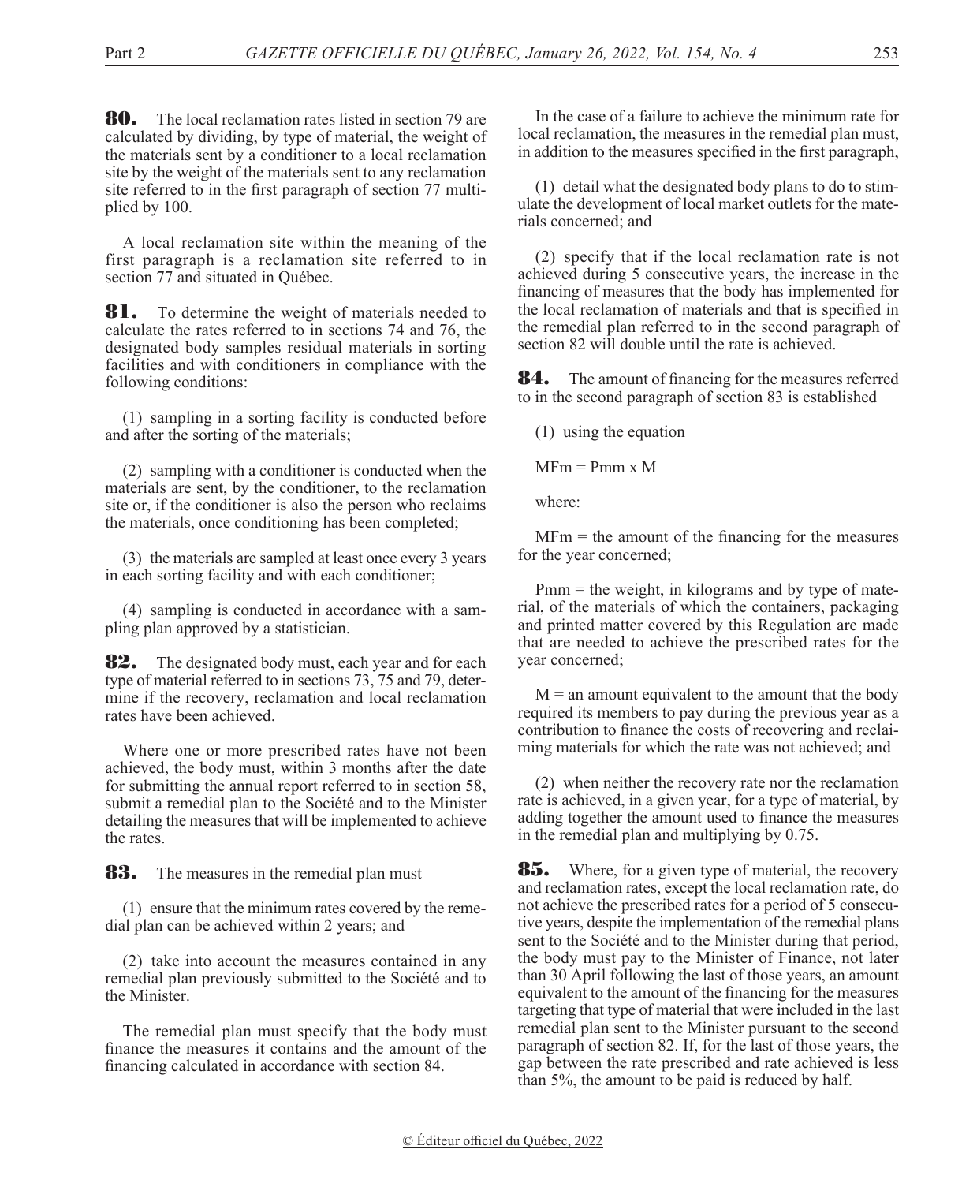**80.** The local reclamation rates listed in section 79 are calculated by dividing, by type of material, the weight of the materials sent by a conditioner to a local reclamation site by the weight of the materials sent to any reclamation site referred to in the first paragraph of section 77 multiplied by 100.

A local reclamation site within the meaning of the first paragraph is a reclamation site referred to in section 77 and situated in Québec.

**81.** To determine the weight of materials needed to calculate the rates referred to in sections 74 and 76, the designated body samples residual materials in sorting facilities and with conditioners in compliance with the following conditions:

(1) sampling in a sorting facility is conducted before and after the sorting of the materials;

(2) sampling with a conditioner is conducted when the materials are sent, by the conditioner, to the reclamation site or, if the conditioner is also the person who reclaims the materials, once conditioning has been completed;

(3) the materials are sampled at least once every 3 years in each sorting facility and with each conditioner;

(4) sampling is conducted in accordance with a sampling plan approved by a statistician.

**82.** The designated body must, each year and for each type of material referred to in sections 73, 75 and 79, determine if the recovery, reclamation and local reclamation rates have been achieved.

Where one or more prescribed rates have not been achieved, the body must, within 3 months after the date for submitting the annual report referred to in section 58, submit a remedial plan to the Société and to the Minister detailing the measures that will be implemented to achieve the rates.

**83.** The measures in the remedial plan must

(1) ensure that the minimum rates covered by the remedial plan can be achieved within 2 years; and

(2) take into account the measures contained in any remedial plan previously submitted to the Société and to the Minister.

The remedial plan must specify that the body must finance the measures it contains and the amount of the financing calculated in accordance with section 84.

In the case of a failure to achieve the minimum rate for local reclamation, the measures in the remedial plan must, in addition to the measures specified in the first paragraph,

(1) detail what the designated body plans to do to stimulate the development of local market outlets for the materials concerned; and

(2) specify that if the local reclamation rate is not achieved during 5 consecutive years, the increase in the financing of measures that the body has implemented for the local reclamation of materials and that is specified in the remedial plan referred to in the second paragraph of section 82 will double until the rate is achieved.

**84.** The amount of financing for the measures referred to in the second paragraph of section 83 is established

(1) using the equation

$$MFm = Pmm \times M$$

where:

MFm = the amount of the financing for the measures for the year concerned;

Pmm = the weight, in kilograms and by type of material, of the materials of which the containers, packaging and printed matter covered by this Regulation are made that are needed to achieve the prescribed rates for the year concerned;

M = an amount equivalent to the amount that the body required its members to pay during the previous year as a contribution to finance the costs of recovering and reclaiming materials for which the rate was not achieved; and

(2) when neither the recovery rate nor the reclamation rate is achieved, in a given year, for a type of material, by adding together the amount used to finance the measures in the remedial plan and multiplying by 0.75.

**85.** Where, for a given type of material, the recovery and reclamation rates, except the local reclamation rate, do not achieve the prescribed rates for a period of 5 consecutive years, despite the implementation of the remedial plans sent to the Société and to the Minister during that period, the body must pay to the Minister of Finance, not later than 30 April following the last of those years, an amount equivalent to the amount of the financing for the measures targeting that type of material that were included in the last remedial plan sent to the Minister pursuant to the second paragraph of section 82. If, for the last of those years, the gap between the rate prescribed and rate achieved is less than 5%, the amount to be paid is reduced by half.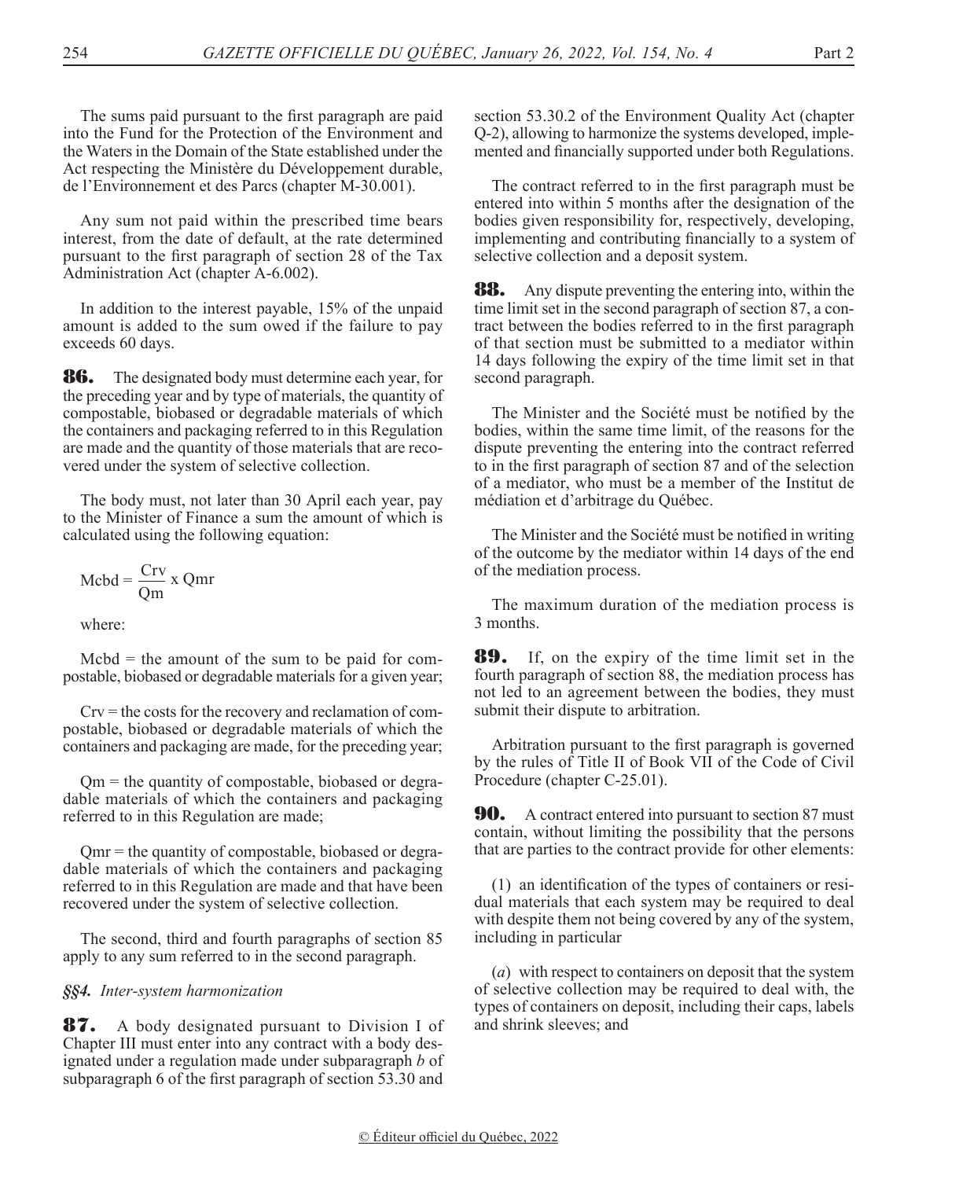The sums paid pursuant to the first paragraph are paid into the Fund for the Protection of the Environment and the Waters in the Domain of the State established under the Act respecting the Ministère du Développement durable, de l'Environnement et des Parcs (chapter M-30.001).

Any sum not paid within the prescribed time bears interest, from the date of default, at the rate determined pursuant to the first paragraph of section 28 of the Tax Administration Act (chapter A-6.002).

In addition to the interest payable, 15% of the unpaid amount is added to the sum owed if the failure to pay exceeds 60 days.

**86.** The designated body must determine each year, for the preceding year and by type of materials, the quantity of compostable, biobased or degradable materials of which the containers and packaging referred to in this Regulation are made and the quantity of those materials that are recovered under the system of selective collection.

The body must, not later than 30 April each year, pay to the Minister of Finance a sum the amount of which is calculated using the following equation:

$$Mcbd = \frac{Crv}{Qm} \times Qmr$$

where:

Mcbd = the amount of the sum to be paid for compostable, biobased or degradable materials for a given year;

Crv = the costs for the recovery and reclamation of compostable, biobased or degradable materials of which the containers and packaging are made, for the preceding year;

Qm = the quantity of compostable, biobased or degradable materials of which the containers and packaging referred to in this Regulation are made;

Qmr = the quantity of compostable, biobased or degradable materials of which the containers and packaging referred to in this Regulation are made and that have been recovered under the system of selective collection.

The second, third and fourth paragraphs of section 85 apply to any sum referred to in the second paragraph.

### *§§4. Inter-system harmonization*

**87.** A body designated pursuant to Division I of Chapter III must enter into any contract with a body designated under a regulation made under subparagraph *b* of subparagraph 6 of the first paragraph of section 53.30 and section 53.30.2 of the Environment Quality Act (chapter Q-2), allowing to harmonize the systems developed, implemented and financially supported under both Regulations.

The contract referred to in the first paragraph must be entered into within 5 months after the designation of the bodies given responsibility for, respectively, developing, implementing and contributing financially to a system of selective collection and a deposit system.

**88.** Any dispute preventing the entering into, within the time limit set in the second paragraph of section 87, a contract between the bodies referred to in the first paragraph of that section must be submitted to a mediator within 14 days following the expiry of the time limit set in that second paragraph.

The Minister and the Société must be notified by the bodies, within the same time limit, of the reasons for the dispute preventing the entering into the contract referred to in the first paragraph of section 87 and of the selection of a mediator, who must be a member of the Institut de médiation et d'arbitrage du Québec.

The Minister and the Société must be notified in writing of the outcome by the mediator within 14 days of the end of the mediation process.

The maximum duration of the mediation process is 3 months.

**89.** If, on the expiry of the time limit set in the fourth paragraph of section 88, the mediation process has not led to an agreement between the bodies, they must submit their dispute to arbitration.

Arbitration pursuant to the first paragraph is governed by the rules of Title II of Book VII of the Code of Civil Procedure (chapter C-25.01).

**90.** A contract entered into pursuant to section 87 must contain, without limiting the possibility that the persons that are parties to the contract provide for other elements:

(1) an identification of the types of containers or residual materials that each system may be required to deal with despite them not being covered by any of the system, including in particular

(*a*) with respect to containers on deposit that the system of selective collection may be required to deal with, the types of containers on deposit, including their caps, labels and shrink sleeves; and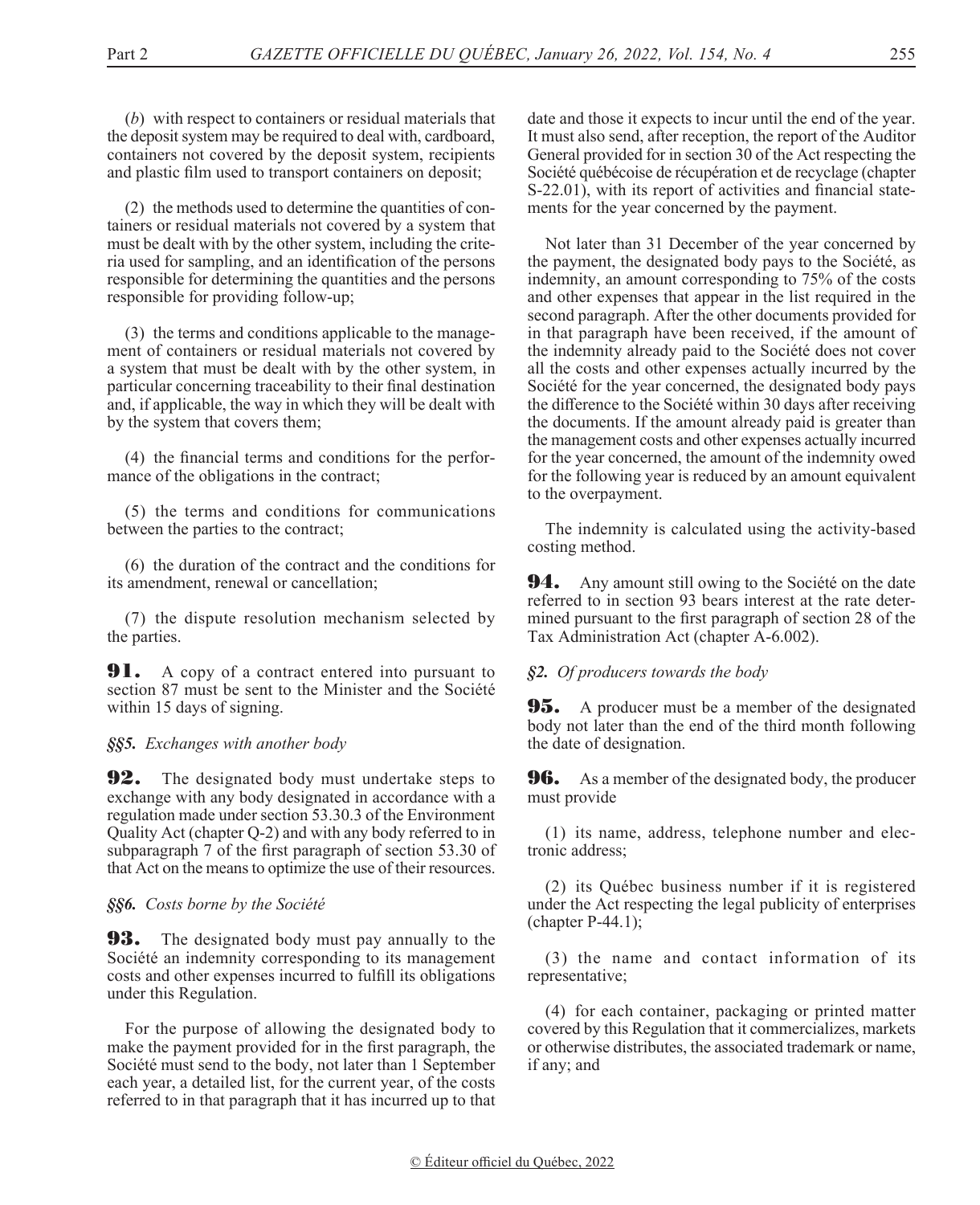(*b*) with respect to containers or residual materials that the deposit system may be required to deal with, cardboard, containers not covered by the deposit system, recipients and plastic film used to transport containers on deposit;

(2) the methods used to determine the quantities of containers or residual materials not covered by a system that must be dealt with by the other system, including the criteria used for sampling, and an identification of the persons responsible for determining the quantities and the persons responsible for providing follow-up;

(3) the terms and conditions applicable to the management of containers or residual materials not covered by a system that must be dealt with by the other system, in particular concerning traceability to their final destination and, if applicable, the way in which they will be dealt with by the system that covers them;

(4) the financial terms and conditions for the performance of the obligations in the contract;

(5) the terms and conditions for communications between the parties to the contract;

(6) the duration of the contract and the conditions for its amendment, renewal or cancellation;

(7) the dispute resolution mechanism selected by the parties.

**91.** A copy of a contract entered into pursuant to section 87 must be sent to the Minister and the Société within 15 days of signing.

*§§5. Exchanges with another body*

**92.** The designated body must undertake steps to exchange with any body designated in accordance with a regulation made under section 53.30.3 of the Environment Quality Act (chapter Q-2) and with any body referred to in subparagraph 7 of the first paragraph of section 53.30 of that Act on the means to optimize the use of their resources.

*§§6. Costs borne by the Société*

**93.** The designated body must pay annually to the Société an indemnity corresponding to its management costs and other expenses incurred to fulfill its obligations under this Regulation.

For the purpose of allowing the designated body to make the payment provided for in the first paragraph, the Société must send to the body, not later than 1 September each year, a detailed list, for the current year, of the costs referred to in that paragraph that it has incurred up to that date and those it expects to incur until the end of the year. It must also send, after reception, the report of the Auditor General provided for in section 30 of the Act respecting the Société québécoise de récupération et de recyclage (chapter S-22.01), with its report of activities and financial statements for the year concerned by the payment.

Not later than 31 December of the year concerned by the payment, the designated body pays to the Société, as indemnity, an amount corresponding to 75% of the costs and other expenses that appear in the list required in the second paragraph. After the other documents provided for in that paragraph have been received, if the amount of the indemnity already paid to the Société does not cover all the costs and other expenses actually incurred by the Société for the year concerned, the designated body pays the difference to the Société within 30 days after receiving the documents. If the amount already paid is greater than the management costs and other expenses actually incurred for the year concerned, the amount of the indemnity owed for the following year is reduced by an amount equivalent to the overpayment.

The indemnity is calculated using the activity-based costing method.

**94.** Any amount still owing to the Société on the date referred to in section 93 bears interest at the rate determined pursuant to the first paragraph of section 28 of the Tax Administration Act (chapter A-6.002).

*§2. Of producers towards the body*

**95.** A producer must be a member of the designated body not later than the end of the third month following the date of designation.

**96.** As a member of the designated body, the producer must provide

(1) its name, address, telephone number and electronic address;

(2) its Québec business number if it is registered under the Act respecting the legal publicity of enterprises (chapter P-44.1);

(3) the name and contact information of its representative;

(4) for each container, packaging or printed matter covered by this Regulation that it commercializes, markets or otherwise distributes, the associated trademark or name, if any; and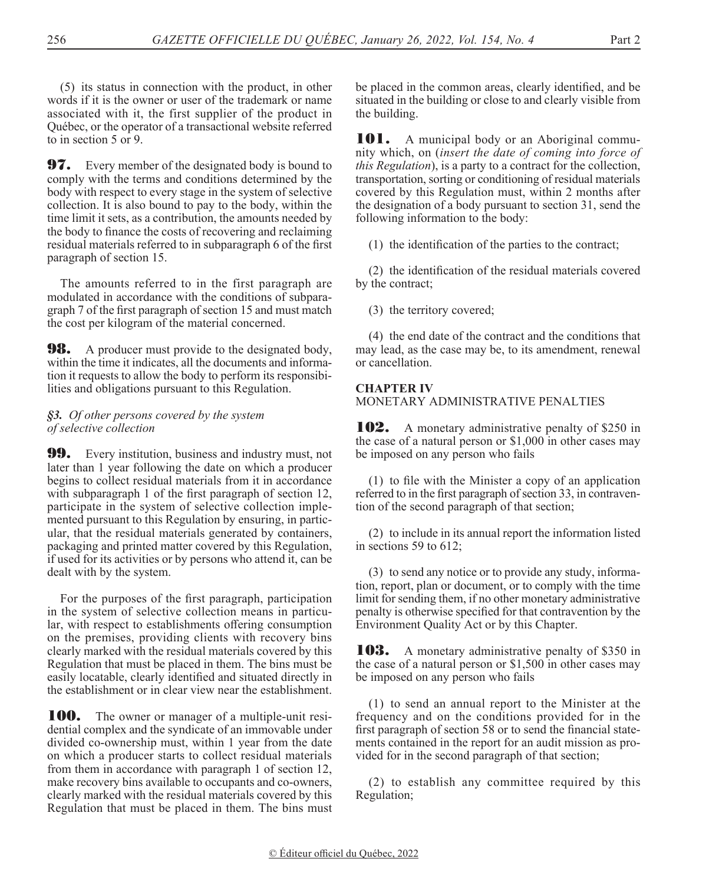(5) its status in connection with the product, in other words if it is the owner or user of the trademark or name associated with it, the first supplier of the product in Québec, or the operator of a transactional website referred to in section 5 or 9.

**97.** Every member of the designated body is bound to comply with the terms and conditions determined by the body with respect to every stage in the system of selective collection. It is also bound to pay to the body, within the time limit it sets, as a contribution, the amounts needed by the body to finance the costs of recovering and reclaiming residual materials referred to in subparagraph 6 of the first paragraph of section 15.

The amounts referred to in the first paragraph are modulated in accordance with the conditions of subparagraph 7 of the first paragraph of section 15 and must match the cost per kilogram of the material concerned.

**98.** A producer must provide to the designated body, within the time it indicates, all the documents and information it requests to allow the body to perform its responsibilities and obligations pursuant to this Regulation.

*§3. Of other persons covered by the system of selective collection*

**99.** Every institution, business and industry must, not later than 1 year following the date on which a producer begins to collect residual materials from it in accordance with subparagraph 1 of the first paragraph of section 12, participate in the system of selective collection implemented pursuant to this Regulation by ensuring, in particular, that the residual materials generated by containers, packaging and printed matter covered by this Regulation, if used for its activities or by persons who attend it, can be dealt with by the system.

For the purposes of the first paragraph, participation in the system of selective collection means in particular, with respect to establishments offering consumption on the premises, providing clients with recovery bins clearly marked with the residual materials covered by this Regulation that must be placed in them. The bins must be easily locatable, clearly identified and situated directly in the establishment or in clear view near the establishment.

**100.** The owner or manager of a multiple-unit residential complex and the syndicate of an immovable under divided co-ownership must, within 1 year from the date on which a producer starts to collect residual materials from them in accordance with paragraph 1 of section 12, make recovery bins available to occupants and co-owners, clearly marked with the residual materials covered by this Regulation that must be placed in them. The bins must be placed in the common areas, clearly identified, and be situated in the building or close to and clearly visible from the building.

**101.** A municipal body or an Aboriginal community which, on (*insert the date of coming into force of this Regulation*), is a party to a contract for the collection, transportation, sorting or conditioning of residual materials covered by this Regulation must, within 2 months after the designation of a body pursuant to section 31, send the following information to the body:

(1) the identification of the parties to the contract;

(2) the identification of the residual materials covered by the contract;

(3) the territory covered;

(4) the end date of the contract and the conditions that may lead, as the case may be, to its amendment, renewal or cancellation.

## CHAPTER IV
MONETARY ADMINISTRATIVE PENALTIES

**102.** A monetary administrative penalty of $250 in the case of a natural person or $1,000 in other cases may be imposed on any person who fails

(1) to file with the Minister a copy of an application referred to in the first paragraph of section 33, in contravention of the second paragraph of that section;

(2) to include in its annual report the information listed in sections 59 to 612;

(3) to send any notice or to provide any study, information, report, plan or document, or to comply with the time limit for sending them, if no other monetary administrative penalty is otherwise specified for that contravention by the Environment Quality Act or by this Chapter.

**103.** A monetary administrative penalty of $350 in the case of a natural person or $1,500 in other cases may be imposed on any person who fails

(1) to send an annual report to the Minister at the frequency and on the conditions provided for in the first paragraph of section 58 or to send the financial statements contained in the report for an audit mission as provided for in the second paragraph of that section;

(2) to establish any committee required by this Regulation;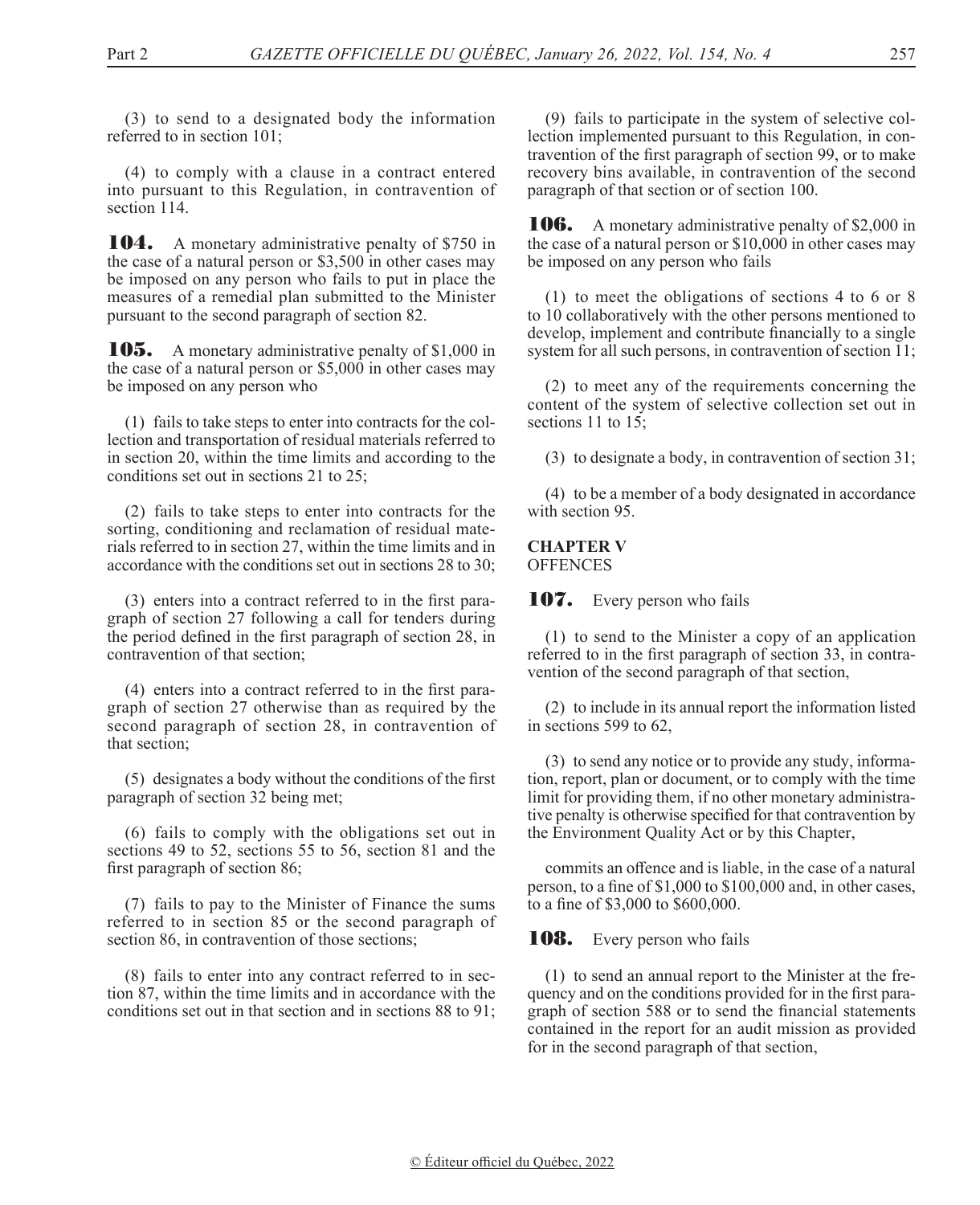(3) to send to a designated body the information referred to in section 101;

(4) to comply with a clause in a contract entered into pursuant to this Regulation, in contravention of section 114.

**104.** A monetary administrative penalty of $750 in the case of a natural person or $3,500 in other cases may be imposed on any person who fails to put in place the measures of a remedial plan submitted to the Minister pursuant to the second paragraph of section 82.

**105.** A monetary administrative penalty of $1,000 in the case of a natural person or $5,000 in other cases may be imposed on any person who

(1) fails to take steps to enter into contracts for the collection and transportation of residual materials referred to in section 20, within the time limits and according to the conditions set out in sections 21 to 25;

(2) fails to take steps to enter into contracts for the sorting, conditioning and reclamation of residual materials referred to in section 27, within the time limits and in accordance with the conditions set out in sections 28 to 30;

(3) enters into a contract referred to in the first paragraph of section 27 following a call for tenders during the period defined in the first paragraph of section 28, in contravention of that section;

(4) enters into a contract referred to in the first paragraph of section 27 otherwise than as required by the second paragraph of section 28, in contravention of that section;

(5) designates a body without the conditions of the first paragraph of section 32 being met;

(6) fails to comply with the obligations set out in sections 49 to 52, sections 55 to 56, section 81 and the first paragraph of section 86;

(7) fails to pay to the Minister of Finance the sums referred to in section 85 or the second paragraph of section 86, in contravention of those sections;

(8) fails to enter into any contract referred to in section 87, within the time limits and in accordance with the conditions set out in that section and in sections 88 to 91;

(9) fails to participate in the system of selective collection implemented pursuant to this Regulation, in contravention of the first paragraph of section 99, or to make recovery bins available, in contravention of the second paragraph of that section or of section 100.

**106.** A monetary administrative penalty of $2,000 in the case of a natural person or $10,000 in other cases may be imposed on any person who fails

(1) to meet the obligations of sections 4 to 6 or 8 to 10 collaboratively with the other persons mentioned to develop, implement and contribute financially to a single system for all such persons, in contravention of section 11;

(2) to meet any of the requirements concerning the content of the system of selective collection set out in sections 11 to 15;

(3) to designate a body, in contravention of section 31;

(4) to be a member of a body designated in accordance with section 95.

## CHAPTER V
OFFENCES

**107.** Every person who fails

(1) to send to the Minister a copy of an application referred to in the first paragraph of section 33, in contravention of the second paragraph of that section,

(2) to include in its annual report the information listed in sections 599 to 62,

(3) to send any notice or to provide any study, information, report, plan or document, or to comply with the time limit for providing them, if no other monetary administrative penalty is otherwise specified for that contravention by the Environment Quality Act or by this Chapter,

commits an offence and is liable, in the case of a natural person, to a fine of $1,000 to $100,000 and, in other cases, to a fine of $3,000 to $600,000.

**108.** Every person who fails

(1) to send an annual report to the Minister at the frequency and on the conditions provided for in the first paragraph of section 588 or to send the financial statements contained in the report for an audit mission as provided for in the second paragraph of that section,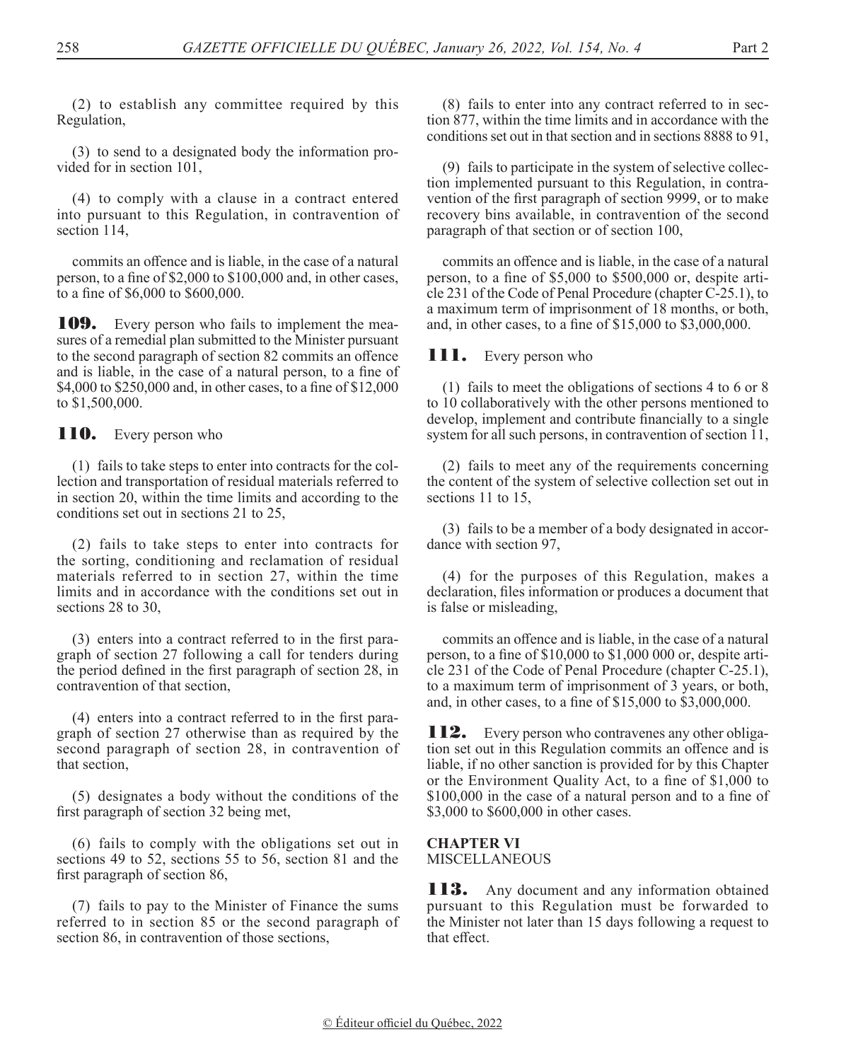(2) to establish any committee required by this Regulation,

(3) to send to a designated body the information provided for in section 101,

(4) to comply with a clause in a contract entered into pursuant to this Regulation, in contravention of section 114,

commits an offence and is liable, in the case of a natural person, to a fine of $2,000 to $100,000 and, in other cases, to a fine of $6,000 to $600,000.

**109.** Every person who fails to implement the measures of a remedial plan submitted to the Minister pursuant to the second paragraph of section 82 commits an offence and is liable, in the case of a natural person, to a fine of $4,000 to $250,000 and, in other cases, to a fine of $12,000 to $1,500,000.

**110.** Every person who

(1) fails to take steps to enter into contracts for the collection and transportation of residual materials referred to in section 20, within the time limits and according to the conditions set out in sections 21 to 25,

(2) fails to take steps to enter into contracts for the sorting, conditioning and reclamation of residual materials referred to in section 27, within the time limits and in accordance with the conditions set out in sections 28 to 30,

(3) enters into a contract referred to in the first paragraph of section 27 following a call for tenders during the period defined in the first paragraph of section 28, in contravention of that section,

(4) enters into a contract referred to in the first paragraph of section 27 otherwise than as required by the second paragraph of section 28, in contravention of that section,

(5) designates a body without the conditions of the first paragraph of section 32 being met,

(6) fails to comply with the obligations set out in sections 49 to 52, sections 55 to 56, section 81 and the first paragraph of section 86,

(7) fails to pay to the Minister of Finance the sums referred to in section 85 or the second paragraph of section 86, in contravention of those sections,

(8) fails to enter into any contract referred to in section 877, within the time limits and in accordance with the conditions set out in that section and in sections 8888 to 91,

(9) fails to participate in the system of selective collection implemented pursuant to this Regulation, in contravention of the first paragraph of section 9999, or to make recovery bins available, in contravention of the second paragraph of that section or of section 100,

commits an offence and is liable, in the case of a natural person, to a fine of $5,000 to $500,000 or, despite article 231 of the Code of Penal Procedure (chapter C-25.1), to a maximum term of imprisonment of 18 months, or both, and, in other cases, to a fine of $15,000 to $3,000,000.

**111.** Every person who

(1) fails to meet the obligations of sections 4 to 6 or 8 to 10 collaboratively with the other persons mentioned to develop, implement and contribute financially to a single system for all such persons, in contravention of section 11,

(2) fails to meet any of the requirements concerning the content of the system of selective collection set out in sections 11 to 15,

(3) fails to be a member of a body designated in accordance with section 97,

(4) for the purposes of this Regulation, makes a declaration, files information or produces a document that is false or misleading,

commits an offence and is liable, in the case of a natural person, to a fine of $10,000 to $1,000 000 or, despite article 231 of the Code of Penal Procedure (chapter C-25.1), to a maximum term of imprisonment of 3 years, or both, and, in other cases, to a fine of $15,000 to $3,000,000.

**112.** Every person who contravenes any other obligation set out in this Regulation commits an offence and is liable, if no other sanction is provided for by this Chapter or the Environment Quality Act, to a fine of $1,000 to $100,000 in the case of a natural person and to a fine of $3,000 to $600,000 in other cases.

## CHAPTER VI
MISCELLANEOUS

**113.** Any document and any information obtained pursuant to this Regulation must be forwarded to the Minister not later than 15 days following a request to that effect.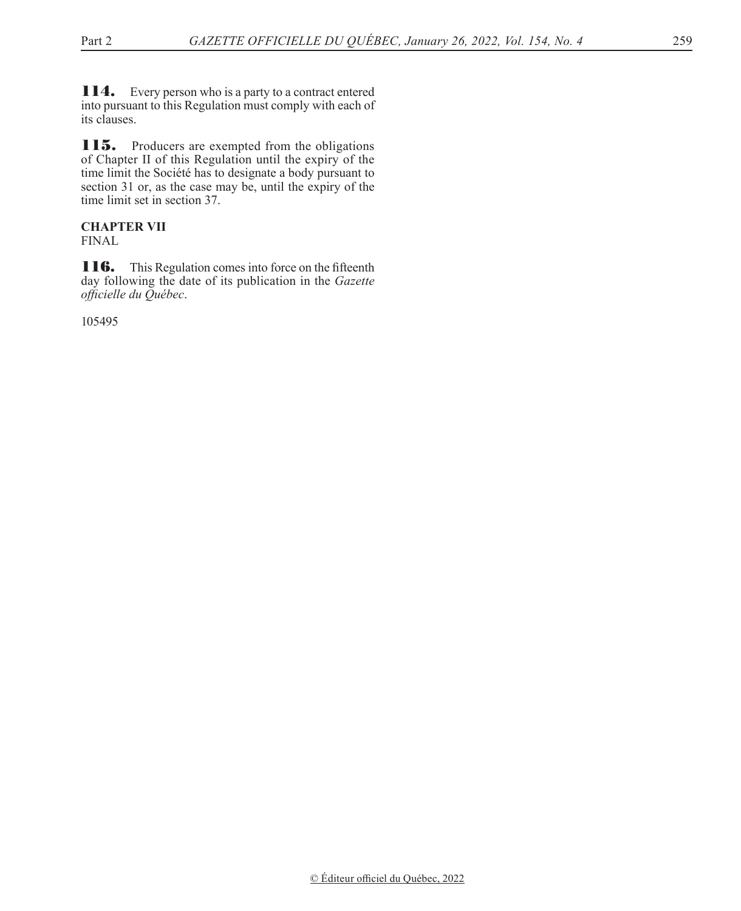**114.** Every person who is a party to a contract entered into pursuant to this Regulation must comply with each of its clauses.

**115.** Producers are exempted from the obligations of Chapter II of this Regulation until the expiry of the time limit the Société has to designate a body pursuant to section 31 or, as the case may be, until the expiry of the time limit set in section 37.

**CHAPTER VII**
FINAL

**116.** This Regulation comes into force on the fifteenth day following the date of its publication in the *Gazette officielle du Québec*.

105495

© Éditeur officiel du Québec, 2022